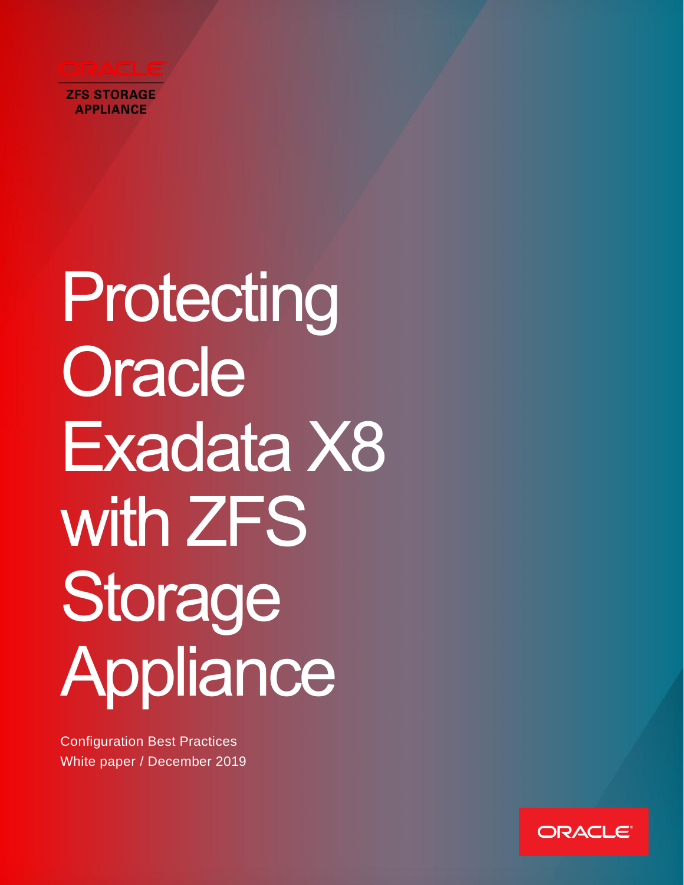ORACLE

ZFS STORAGE APPLIANCE

# Protecting Oracle Exadata X8 with ZFS Storage Appliance

Configuration Best Practices

White paper / December 2019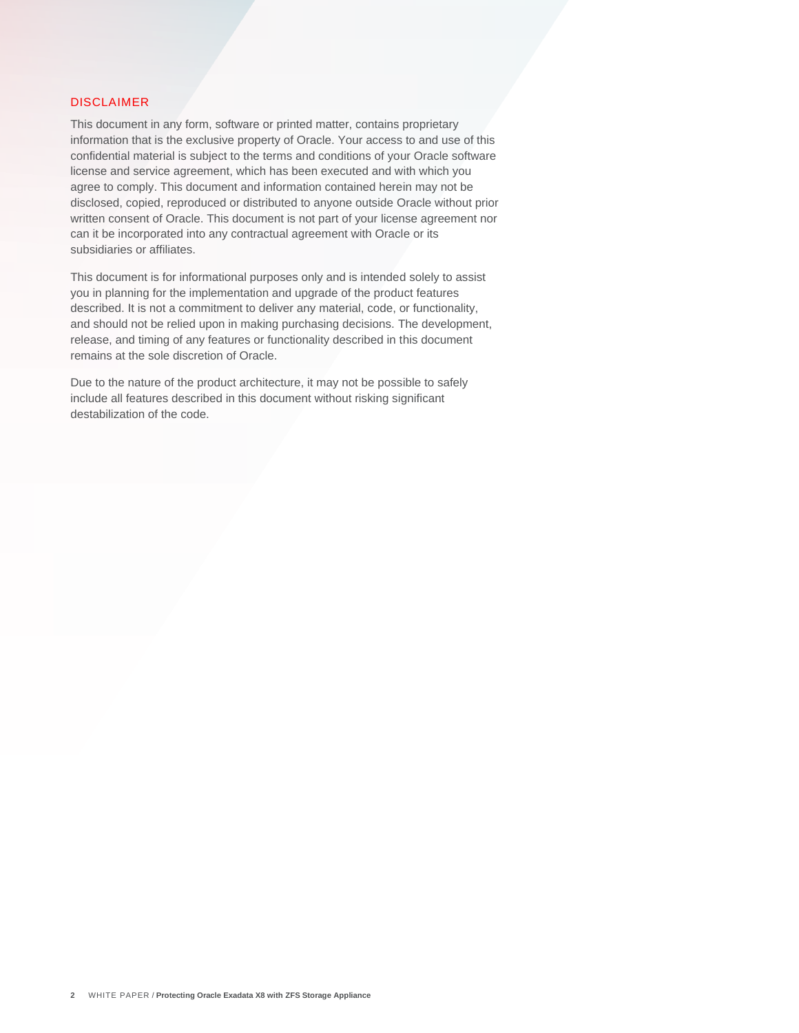## DISCLAIMER

This document in any form, software or printed matter, contains proprietary information that is the exclusive property of Oracle. Your access to and use of this confidential material is subject to the terms and conditions of your Oracle software license and service agreement, which has been executed and with which you agree to comply. This document and information contained herein may not be disclosed, copied, reproduced or distributed to anyone outside Oracle without prior written consent of Oracle. This document is not part of your license agreement nor can it be incorporated into any contractual agreement with Oracle or its subsidiaries or affiliates.

This document is for informational purposes only and is intended solely to assist you in planning for the implementation and upgrade of the product features described. It is not a commitment to deliver any material, code, or functionality, and should not be relied upon in making purchasing decisions. The development, release, and timing of any features or functionality described in this document remains at the sole discretion of Oracle.

Due to the nature of the product architecture, it may not be possible to safely include all features described in this document without risking significant destabilization of the code.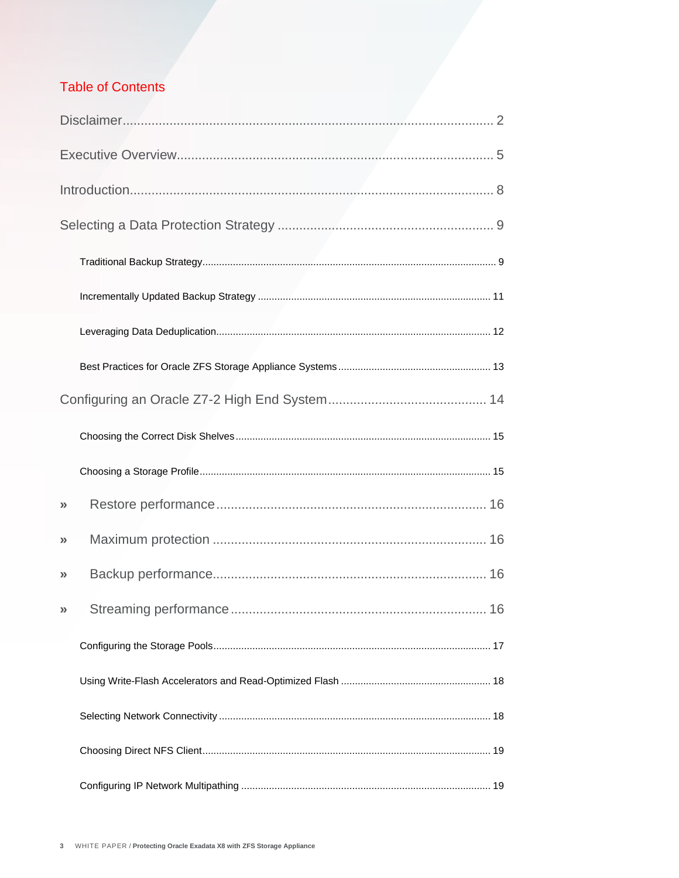## Table of Contents

Disclaimer ........ 2

Executive Overview ........ 5

Introduction ........ 8

Selecting a Data Protection Strategy ........ 9

- Traditional Backup Strategy ........ 9
- Incrementally Updated Backup Strategy ........ 11
- Leveraging Data Deduplication ........ 12
- Best Practices for Oracle ZFS Storage Appliance Systems ........ 13

Configuring an Oracle Z7-2 High End System ........ 14

- Choosing the Correct Disk Shelves ........ 15
- Choosing a Storage Profile ........ 15

» Restore performance ........ 16

» Maximum protection ........ 16

» Backup performance ........ 16

» Streaming performance ........ 16

- Configuring the Storage Pools ........ 17
- Using Write-Flash Accelerators and Read-Optimized Flash ........ 18
- Selecting Network Connectivity ........ 18
- Choosing Direct NFS Client ........ 19
- Configuring IP Network Multipathing ........ 19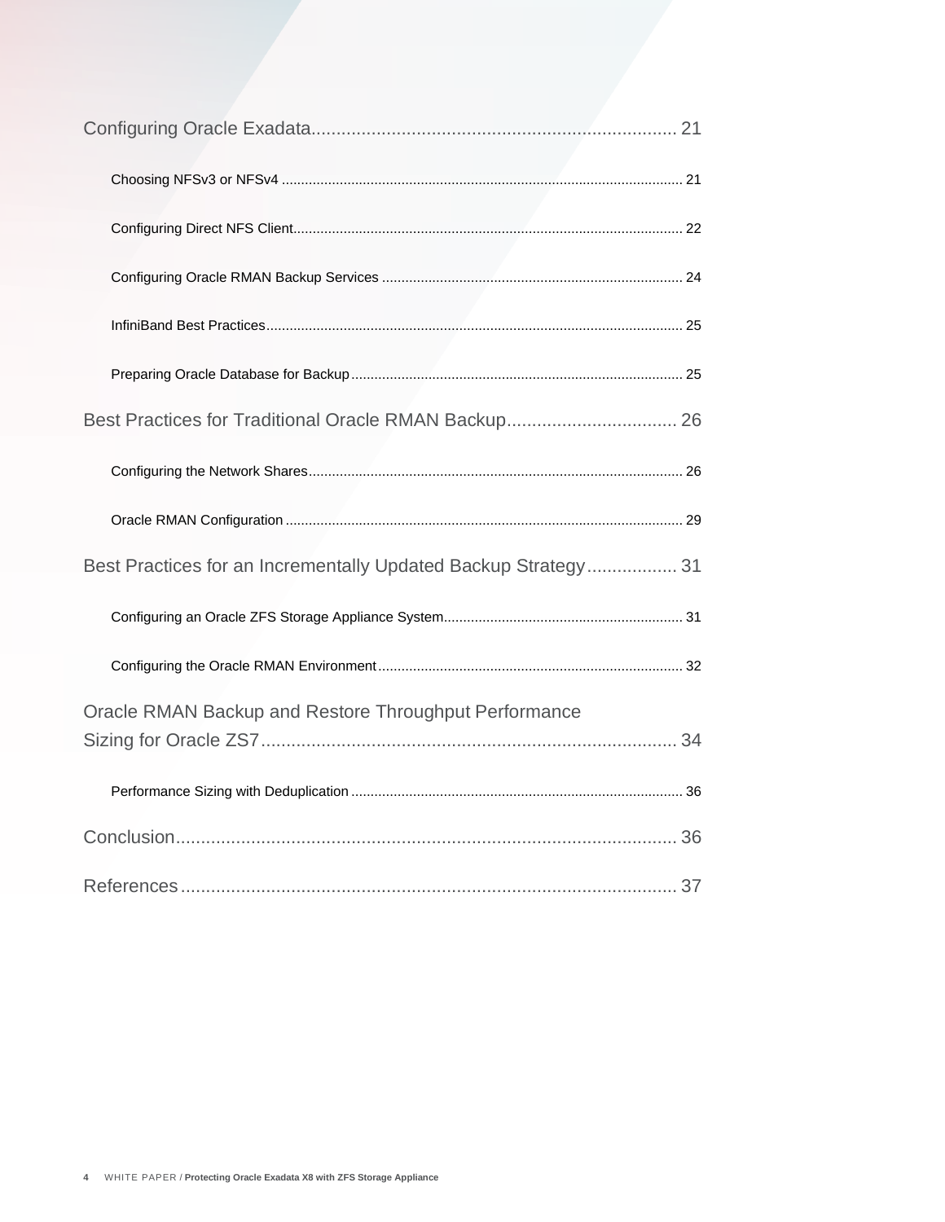Configuring Oracle Exadata........................................................................ 21

Choosing NFSv3 or NFSv4 ........................................................................................................ 21

Configuring Direct NFS Client.................................................................................................... 22

Configuring Oracle RMAN Backup Services .............................................................................. 24

InfiniBand Best Practices........................................................................................................... 25

Preparing Oracle Database for Backup..................................................................................... 25

Best Practices for Traditional Oracle RMAN Backup.................................. 26

Configuring the Network Shares................................................................................................ 26

Oracle RMAN Configuration ...................................................................................................... 29

Best Practices for an Incrementally Updated Backup Strategy.................. 31

Configuring an Oracle ZFS Storage Appliance System............................................................. 31

Configuring the Oracle RMAN Environment.............................................................................. 32

Oracle RMAN Backup and Restore Throughput Performance Sizing for Oracle ZS7.................................................................................. 34

Performance Sizing with Deduplication ..................................................................................... 36

Conclusion.................................................................................................... 36

References................................................................................................... 37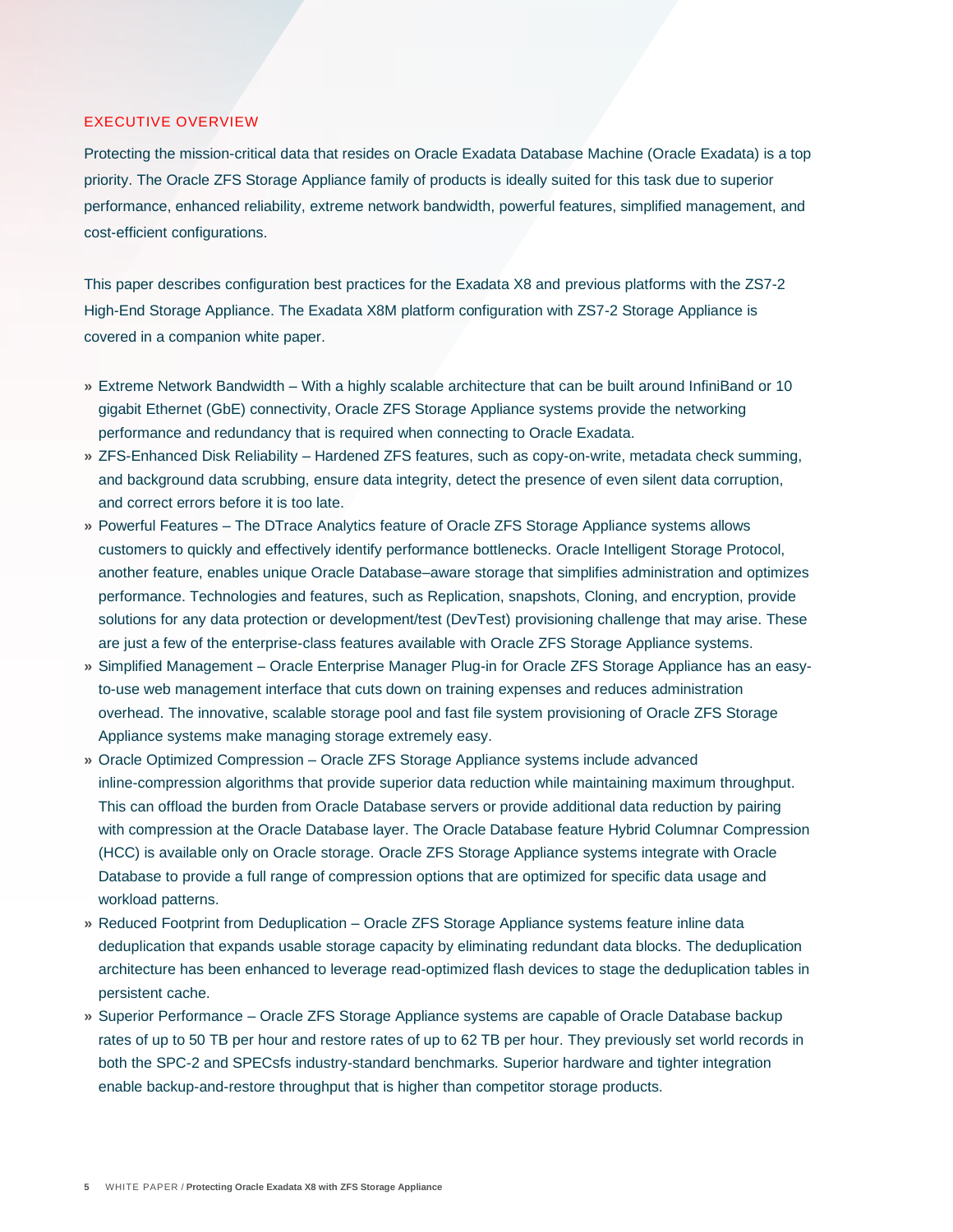## EXECUTIVE OVERVIEW

Protecting the mission-critical data that resides on Oracle Exadata Database Machine (Oracle Exadata) is a top priority. The Oracle ZFS Storage Appliance family of products is ideally suited for this task due to superior performance, enhanced reliability, extreme network bandwidth, powerful features, simplified management, and cost-efficient configurations.

This paper describes configuration best practices for the Exadata X8 and previous platforms with the ZS7-2 High-End Storage Appliance. The Exadata X8M platform configuration with ZS7-2 Storage Appliance is covered in a companion white paper.

- Extreme Network Bandwidth – With a highly scalable architecture that can be built around InfiniBand or 10 gigabit Ethernet (GbE) connectivity, Oracle ZFS Storage Appliance systems provide the networking performance and redundancy that is required when connecting to Oracle Exadata.
- ZFS-Enhanced Disk Reliability – Hardened ZFS features, such as copy-on-write, metadata check summing, and background data scrubbing, ensure data integrity, detect the presence of even silent data corruption, and correct errors before it is too late.
- Powerful Features – The DTrace Analytics feature of Oracle ZFS Storage Appliance systems allows customers to quickly and effectively identify performance bottlenecks. Oracle Intelligent Storage Protocol, another feature, enables unique Oracle Database–aware storage that simplifies administration and optimizes performance. Technologies and features, such as Replication, snapshots, Cloning, and encryption, provide solutions for any data protection or development/test (DevTest) provisioning challenge that may arise. These are just a few of the enterprise-class features available with Oracle ZFS Storage Appliance systems.
- Simplified Management – Oracle Enterprise Manager Plug-in for Oracle ZFS Storage Appliance has an easy-to-use web management interface that cuts down on training expenses and reduces administration overhead. The innovative, scalable storage pool and fast file system provisioning of Oracle ZFS Storage Appliance systems make managing storage extremely easy.
- Oracle Optimized Compression – Oracle ZFS Storage Appliance systems include advanced inline-compression algorithms that provide superior data reduction while maintaining maximum throughput. This can offload the burden from Oracle Database servers or provide additional data reduction by pairing with compression at the Oracle Database layer. The Oracle Database feature Hybrid Columnar Compression (HCC) is available only on Oracle storage. Oracle ZFS Storage Appliance systems integrate with Oracle Database to provide a full range of compression options that are optimized for specific data usage and workload patterns.
- Reduced Footprint from Deduplication – Oracle ZFS Storage Appliance systems feature inline data deduplication that expands usable storage capacity by eliminating redundant data blocks. The deduplication architecture has been enhanced to leverage read-optimized flash devices to stage the deduplication tables in persistent cache.
- Superior Performance – Oracle ZFS Storage Appliance systems are capable of Oracle Database backup rates of up to 50 TB per hour and restore rates of up to 62 TB per hour. They previously set world records in both the SPC-2 and SPECsfs industry-standard benchmarks. Superior hardware and tighter integration enable backup-and-restore throughput that is higher than competitor storage products.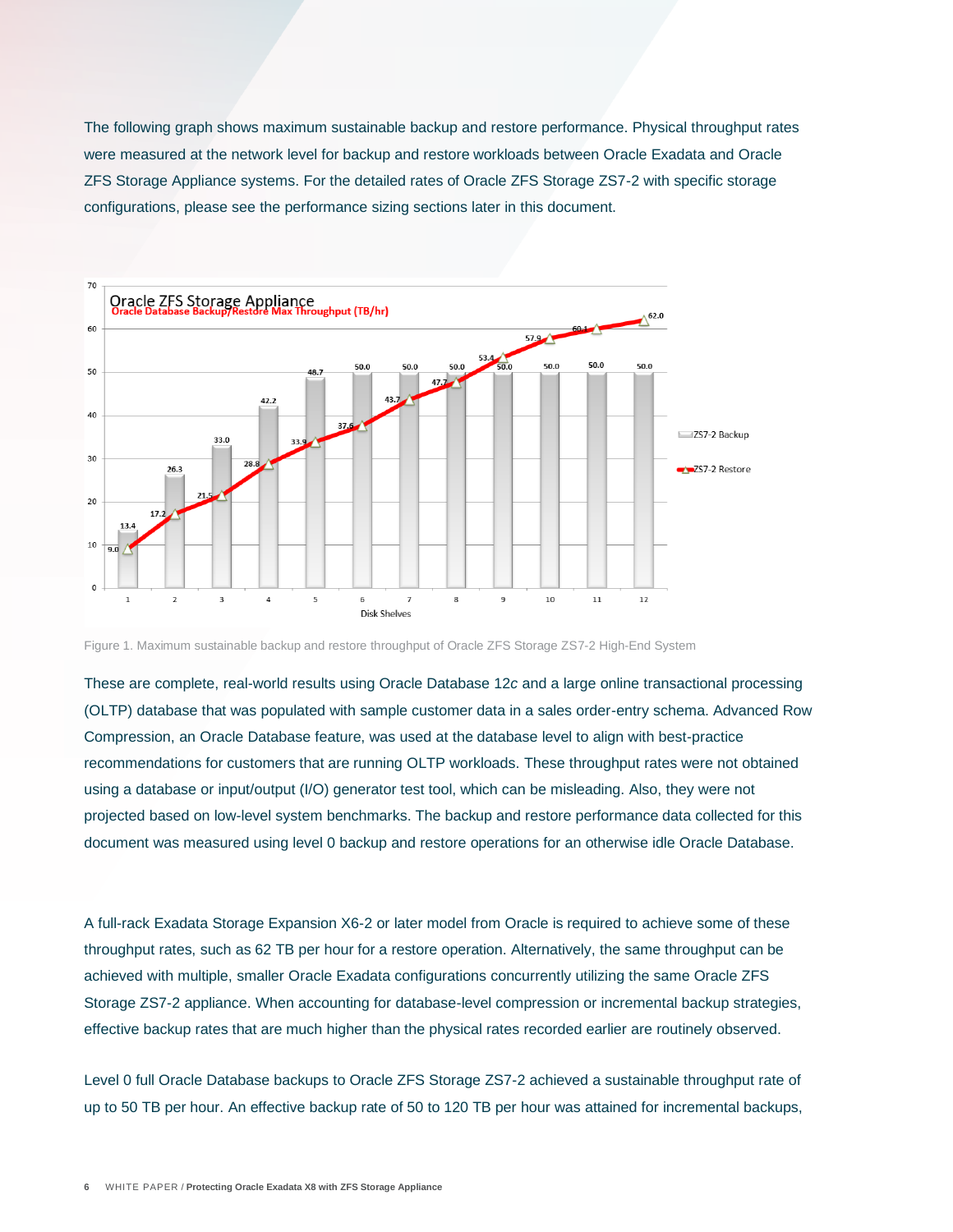The following graph shows maximum sustainable backup and restore performance. Physical throughput rates were measured at the network level for backup and restore workloads between Oracle Exadata and Oracle ZFS Storage Appliance systems. For the detailed rates of Oracle ZFS Storage ZS7-2 with specific storage configurations, please see the performance sizing sections later in this document.

Figure 1. Maximum sustainable backup and restore throughput of Oracle ZFS Storage ZS7-2 High-End System

These are complete, real-world results using Oracle Database 12*c* and a large online transactional processing (OLTP) database that was populated with sample customer data in a sales order-entry schema. Advanced Row Compression, an Oracle Database feature, was used at the database level to align with best-practice recommendations for customers that are running OLTP workloads. These throughput rates were not obtained using a database or input/output (I/O) generator test tool, which can be misleading. Also, they were not projected based on low-level system benchmarks. The backup and restore performance data collected for this document was measured using level 0 backup and restore operations for an otherwise idle Oracle Database.

A full-rack Exadata Storage Expansion X6-2 or later model from Oracle is required to achieve some of these throughput rates, such as 62 TB per hour for a restore operation. Alternatively, the same throughput can be achieved with multiple, smaller Oracle Exadata configurations concurrently utilizing the same Oracle ZFS Storage ZS7-2 appliance. When accounting for database-level compression or incremental backup strategies, effective backup rates that are much higher than the physical rates recorded earlier are routinely observed.

Level 0 full Oracle Database backups to Oracle ZFS Storage ZS7-2 achieved a sustainable throughput rate of up to 50 TB per hour. An effective backup rate of 50 to 120 TB per hour was attained for incremental backups,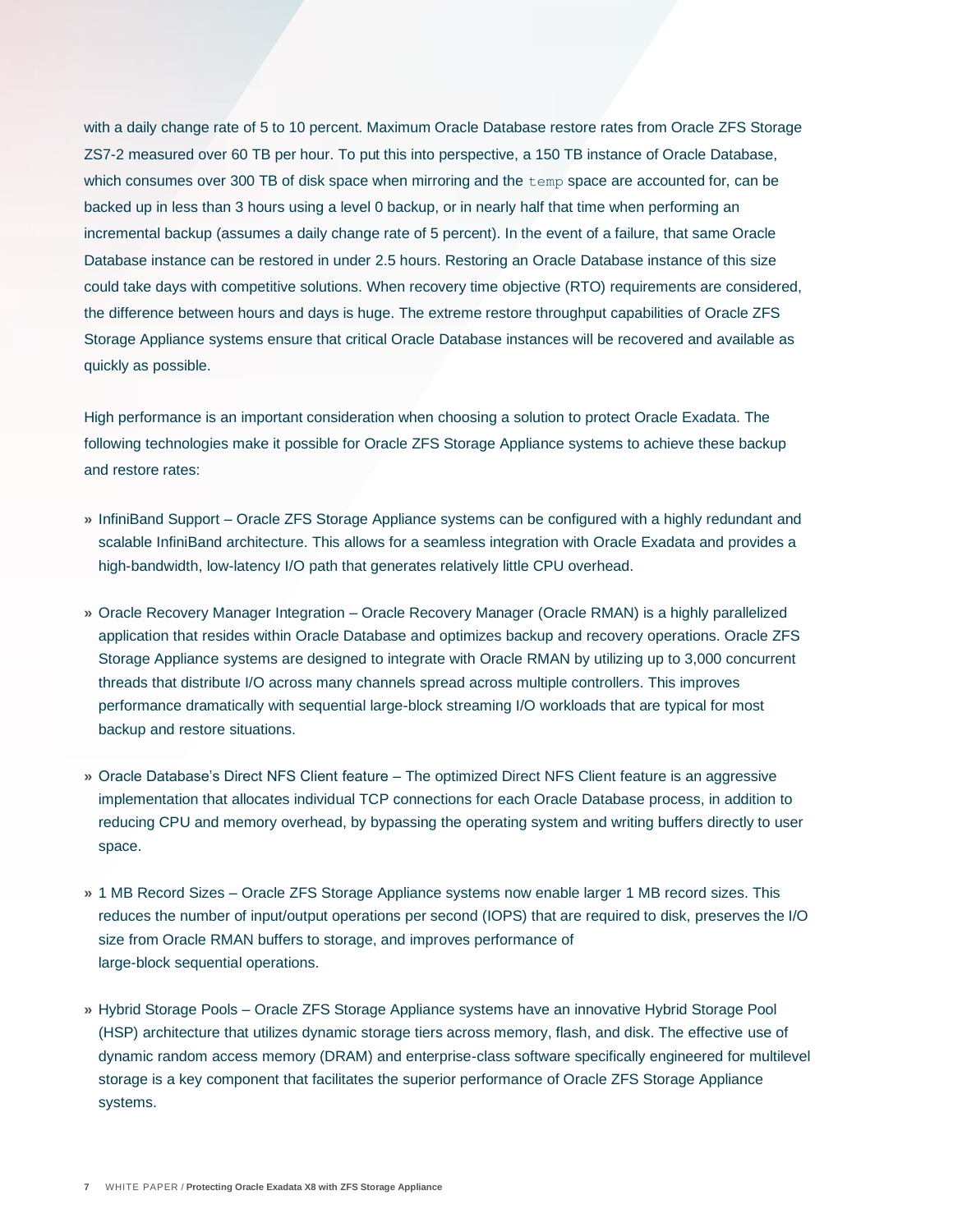with a daily change rate of 5 to 10 percent. Maximum Oracle Database restore rates from Oracle ZFS Storage ZS7-2 measured over 60 TB per hour. To put this into perspective, a 150 TB instance of Oracle Database, which consumes over 300 TB of disk space when mirroring and the `temp` space are accounted for, can be backed up in less than 3 hours using a level 0 backup, or in nearly half that time when performing an incremental backup (assumes a daily change rate of 5 percent). In the event of a failure, that same Oracle Database instance can be restored in under 2.5 hours. Restoring an Oracle Database instance of this size could take days with competitive solutions. When recovery time objective (RTO) requirements are considered, the difference between hours and days is huge. The extreme restore throughput capabilities of Oracle ZFS Storage Appliance systems ensure that critical Oracle Database instances will be recovered and available as quickly as possible.

High performance is an important consideration when choosing a solution to protect Oracle Exadata. The following technologies make it possible for Oracle ZFS Storage Appliance systems to achieve these backup and restore rates:

- InfiniBand Support – Oracle ZFS Storage Appliance systems can be configured with a highly redundant and scalable InfiniBand architecture. This allows for a seamless integration with Oracle Exadata and provides a high-bandwidth, low-latency I/O path that generates relatively little CPU overhead.
- Oracle Recovery Manager Integration – Oracle Recovery Manager (Oracle RMAN) is a highly parallelized application that resides within Oracle Database and optimizes backup and recovery operations. Oracle ZFS Storage Appliance systems are designed to integrate with Oracle RMAN by utilizing up to 3,000 concurrent threads that distribute I/O across many channels spread across multiple controllers. This improves performance dramatically with sequential large-block streaming I/O workloads that are typical for most backup and restore situations.
- Oracle Database's Direct NFS Client feature – The optimized Direct NFS Client feature is an aggressive implementation that allocates individual TCP connections for each Oracle Database process, in addition to reducing CPU and memory overhead, by bypassing the operating system and writing buffers directly to user space.
- 1 MB Record Sizes – Oracle ZFS Storage Appliance systems now enable larger 1 MB record sizes. This reduces the number of input/output operations per second (IOPS) that are required to disk, preserves the I/O size from Oracle RMAN buffers to storage, and improves performance of large-block sequential operations.
- Hybrid Storage Pools – Oracle ZFS Storage Appliance systems have an innovative Hybrid Storage Pool (HSP) architecture that utilizes dynamic storage tiers across memory, flash, and disk. The effective use of dynamic random access memory (DRAM) and enterprise-class software specifically engineered for multilevel storage is a key component that facilitates the superior performance of Oracle ZFS Storage Appliance systems.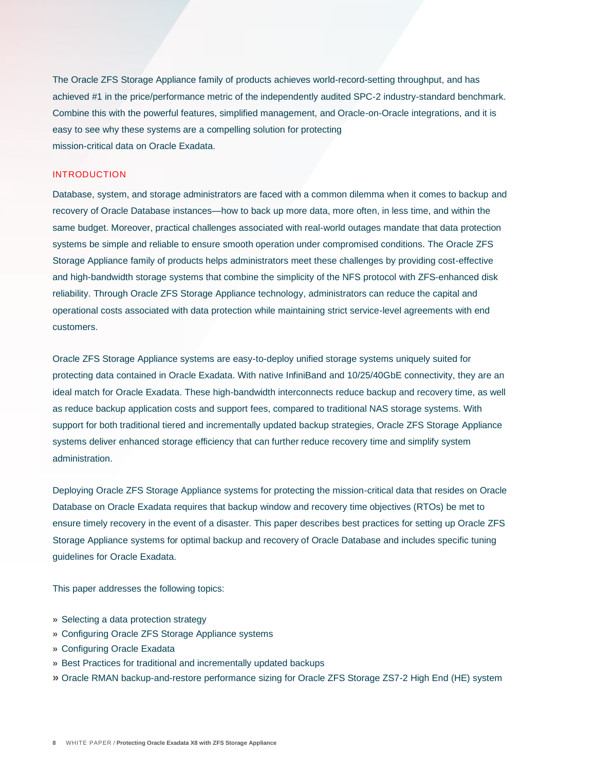The Oracle ZFS Storage Appliance family of products achieves world-record-setting throughput, and has achieved #1 in the price/performance metric of the independently audited SPC-2 industry-standard benchmark. Combine this with the powerful features, simplified management, and Oracle-on-Oracle integrations, and it is easy to see why these systems are a compelling solution for protecting mission-critical data on Oracle Exadata.

## INTRODUCTION

Database, system, and storage administrators are faced with a common dilemma when it comes to backup and recovery of Oracle Database instances—how to back up more data, more often, in less time, and within the same budget. Moreover, practical challenges associated with real-world outages mandate that data protection systems be simple and reliable to ensure smooth operation under compromised conditions. The Oracle ZFS Storage Appliance family of products helps administrators meet these challenges by providing cost-effective and high-bandwidth storage systems that combine the simplicity of the NFS protocol with ZFS-enhanced disk reliability. Through Oracle ZFS Storage Appliance technology, administrators can reduce the capital and operational costs associated with data protection while maintaining strict service-level agreements with end customers.

Oracle ZFS Storage Appliance systems are easy-to-deploy unified storage systems uniquely suited for protecting data contained in Oracle Exadata. With native InfiniBand and 10/25/40GbE connectivity, they are an ideal match for Oracle Exadata. These high-bandwidth interconnects reduce backup and recovery time, as well as reduce backup application costs and support fees, compared to traditional NAS storage systems. With support for both traditional tiered and incrementally updated backup strategies, Oracle ZFS Storage Appliance systems deliver enhanced storage efficiency that can further reduce recovery time and simplify system administration.

Deploying Oracle ZFS Storage Appliance systems for protecting the mission-critical data that resides on Oracle Database on Oracle Exadata requires that backup window and recovery time objectives (RTOs) be met to ensure timely recovery in the event of a disaster. This paper describes best practices for setting up Oracle ZFS Storage Appliance systems for optimal backup and recovery of Oracle Database and includes specific tuning guidelines for Oracle Exadata.

This paper addresses the following topics:

- Selecting a data protection strategy
- Configuring Oracle ZFS Storage Appliance systems
- Configuring Oracle Exadata
- Best Practices for traditional and incrementally updated backups
- Oracle RMAN backup-and-restore performance sizing for Oracle ZFS Storage ZS7-2 High End (HE) system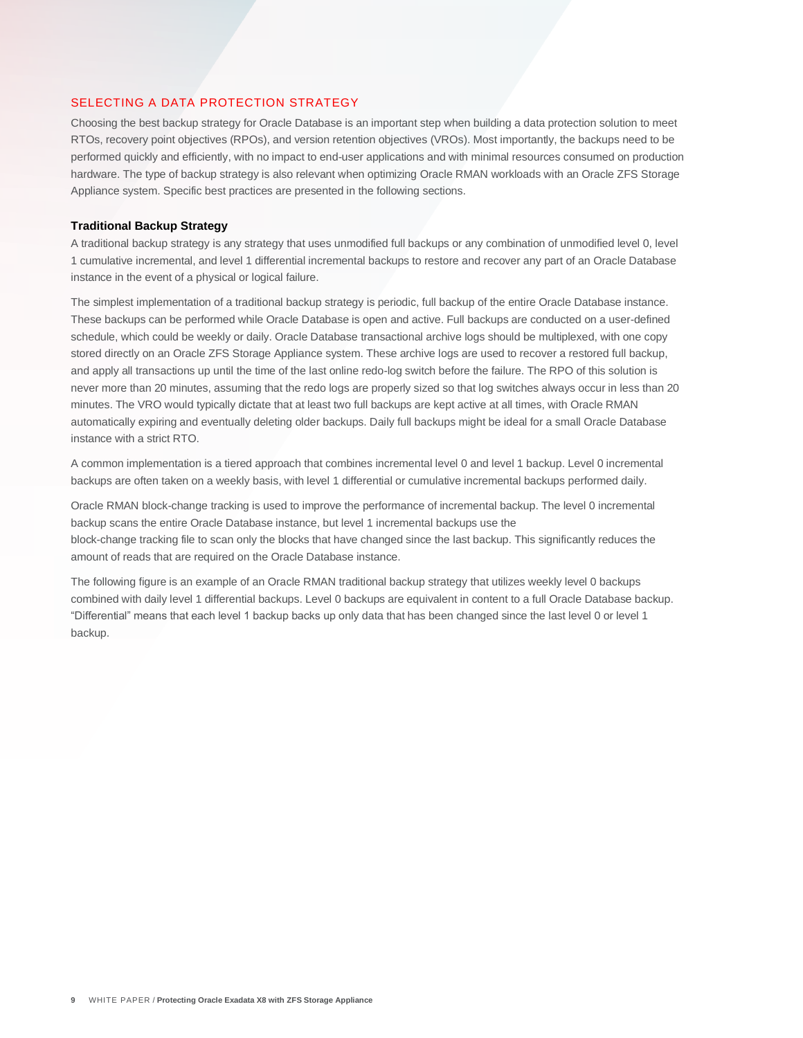## SELECTING A DATA PROTECTION STRATEGY

Choosing the best backup strategy for Oracle Database is an important step when building a data protection solution to meet RTOs, recovery point objectives (RPOs), and version retention objectives (VROs). Most importantly, the backups need to be performed quickly and efficiently, with no impact to end-user applications and with minimal resources consumed on production hardware. The type of backup strategy is also relevant when optimizing Oracle RMAN workloads with an Oracle ZFS Storage Appliance system. Specific best practices are presented in the following sections.

### Traditional Backup Strategy

A traditional backup strategy is any strategy that uses unmodified full backups or any combination of unmodified level 0, level 1 cumulative incremental, and level 1 differential incremental backups to restore and recover any part of an Oracle Database instance in the event of a physical or logical failure.

The simplest implementation of a traditional backup strategy is periodic, full backup of the entire Oracle Database instance. These backups can be performed while Oracle Database is open and active. Full backups are conducted on a user-defined schedule, which could be weekly or daily. Oracle Database transactional archive logs should be multiplexed, with one copy stored directly on an Oracle ZFS Storage Appliance system. These archive logs are used to recover a restored full backup, and apply all transactions up until the time of the last online redo-log switch before the failure. The RPO of this solution is never more than 20 minutes, assuming that the redo logs are properly sized so that log switches always occur in less than 20 minutes. The VRO would typically dictate that at least two full backups are kept active at all times, with Oracle RMAN automatically expiring and eventually deleting older backups. Daily full backups might be ideal for a small Oracle Database instance with a strict RTO.

A common implementation is a tiered approach that combines incremental level 0 and level 1 backup. Level 0 incremental backups are often taken on a weekly basis, with level 1 differential or cumulative incremental backups performed daily.

Oracle RMAN block-change tracking is used to improve the performance of incremental backup. The level 0 incremental backup scans the entire Oracle Database instance, but level 1 incremental backups use the block-change tracking file to scan only the blocks that have changed since the last backup. This significantly reduces the amount of reads that are required on the Oracle Database instance.

The following figure is an example of an Oracle RMAN traditional backup strategy that utilizes weekly level 0 backups combined with daily level 1 differential backups. Level 0 backups are equivalent in content to a full Oracle Database backup. "Differential" means that each level 1 backup backs up only data that has been changed since the last level 0 or level 1 backup.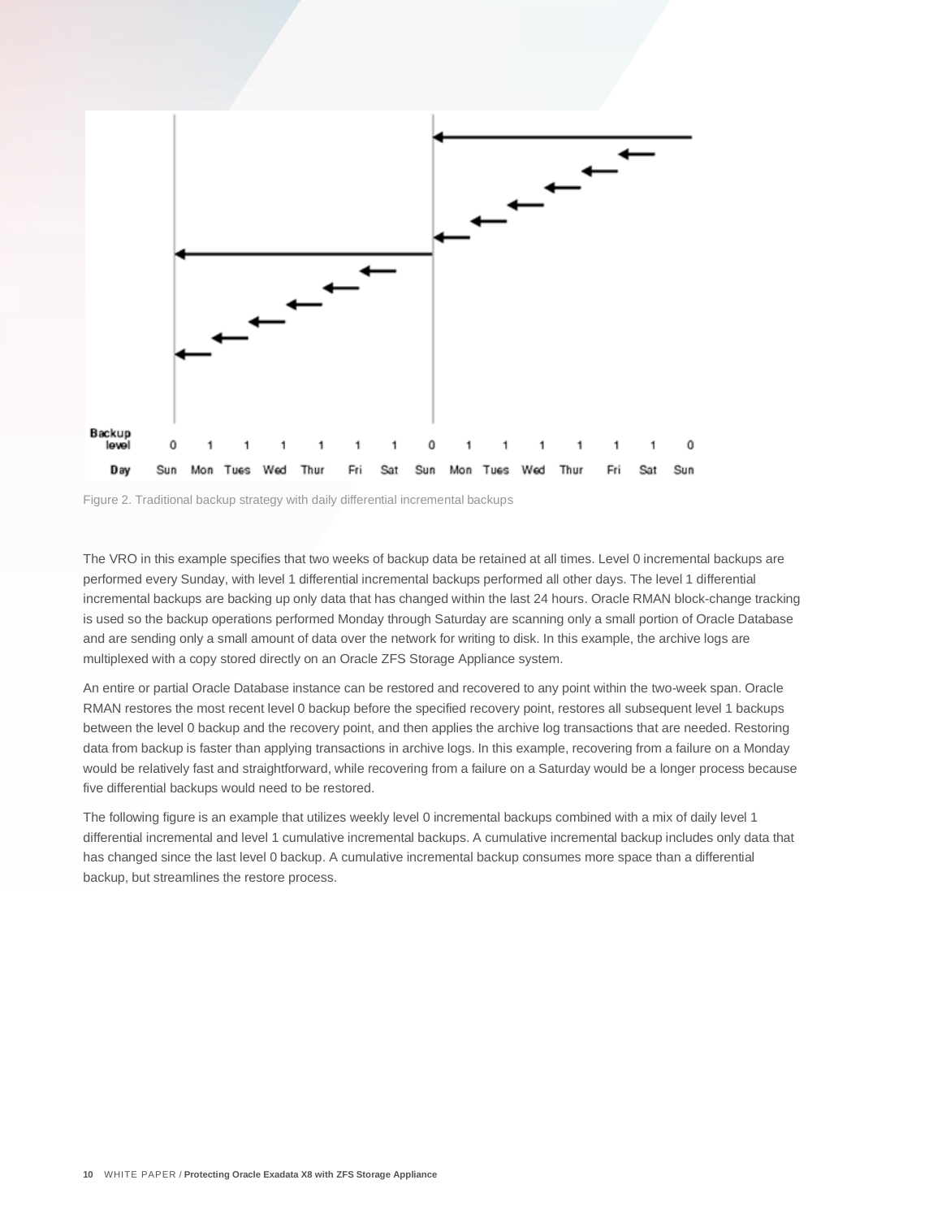Figure 2. Traditional backup strategy with daily differential incremental backups

The VRO in this example specifies that two weeks of backup data be retained at all times. Level 0 incremental backups are performed every Sunday, with level 1 differential incremental backups performed all other days. The level 1 differential incremental backups are backing up only data that has changed within the last 24 hours. Oracle RMAN block-change tracking is used so the backup operations performed Monday through Saturday are scanning only a small portion of Oracle Database and are sending only a small amount of data over the network for writing to disk. In this example, the archive logs are multiplexed with a copy stored directly on an Oracle ZFS Storage Appliance system.

An entire or partial Oracle Database instance can be restored and recovered to any point within the two-week span. Oracle RMAN restores the most recent level 0 backup before the specified recovery point, restores all subsequent level 1 backups between the level 0 backup and the recovery point, and then applies the archive log transactions that are needed. Restoring data from backup is faster than applying transactions in archive logs. In this example, recovering from a failure on a Monday would be relatively fast and straightforward, while recovering from a failure on a Saturday would be a longer process because five differential backups would need to be restored.

The following figure is an example that utilizes weekly level 0 incremental backups combined with a mix of daily level 1 differential incremental and level 1 cumulative incremental backups. A cumulative incremental backup includes only data that has changed since the last level 0 backup. A cumulative incremental backup consumes more space than a differential backup, but streamlines the restore process.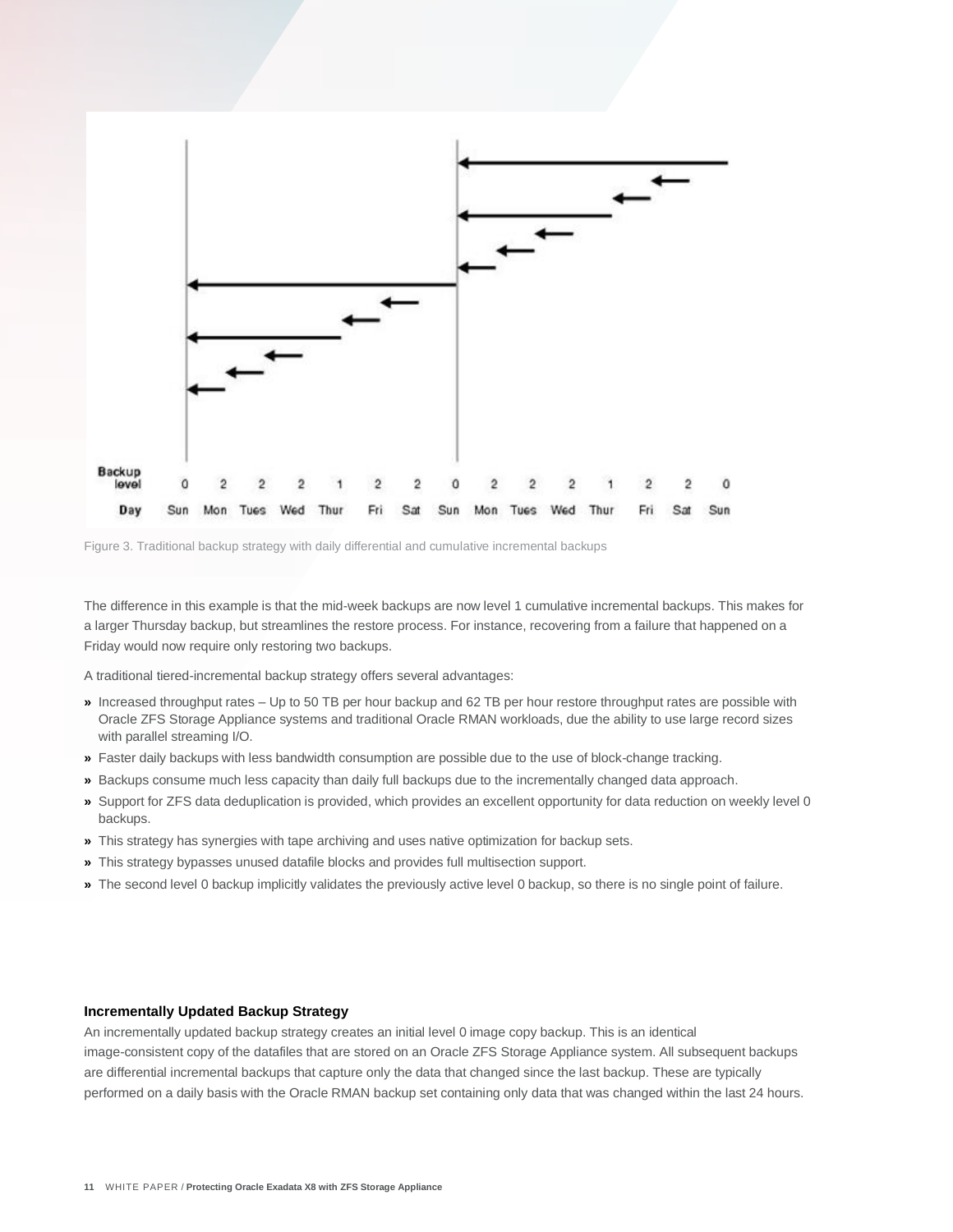| Backup level | 0 | 2 | 2 | 2 | 1 | 2 | 2 | 0 | 2 | 2 | 2 | 1 | 2 | 2 | 0 |
| --- | --- | --- | --- | --- | --- | --- | --- | --- | --- | --- | --- | --- | --- | --- | --- |
| Day | Sun | Mon | Tues | Wed | Thur | Fri | Sat | Sun | Mon | Tues | Wed | Thur | Fri | Sat | Sun |

Figure 3. Traditional backup strategy with daily differential and cumulative incremental backups

The difference in this example is that the mid-week backups are now level 1 cumulative incremental backups. This makes for a larger Thursday backup, but streamlines the restore process. For instance, recovering from a failure that happened on a Friday would now require only restoring two backups.

A traditional tiered-incremental backup strategy offers several advantages:

- Increased throughput rates – Up to 50 TB per hour backup and 62 TB per hour restore throughput rates are possible with Oracle ZFS Storage Appliance systems and traditional Oracle RMAN workloads, due the ability to use large record sizes with parallel streaming I/O.
- Faster daily backups with less bandwidth consumption are possible due to the use of block-change tracking.
- Backups consume much less capacity than daily full backups due to the incrementally changed data approach.
- Support for ZFS data deduplication is provided, which provides an excellent opportunity for data reduction on weekly level 0 backups.
- This strategy has synergies with tape archiving and uses native optimization for backup sets.
- This strategy bypasses unused datafile blocks and provides full multisection support.
- The second level 0 backup implicitly validates the previously active level 0 backup, so there is no single point of failure.

#### Incrementally Updated Backup Strategy

An incrementally updated backup strategy creates an initial level 0 image copy backup. This is an identical image-consistent copy of the datafiles that are stored on an Oracle ZFS Storage Appliance system. All subsequent backups are differential incremental backups that capture only the data that changed since the last backup. These are typically performed on a daily basis with the Oracle RMAN backup set containing only data that was changed within the last 24 hours.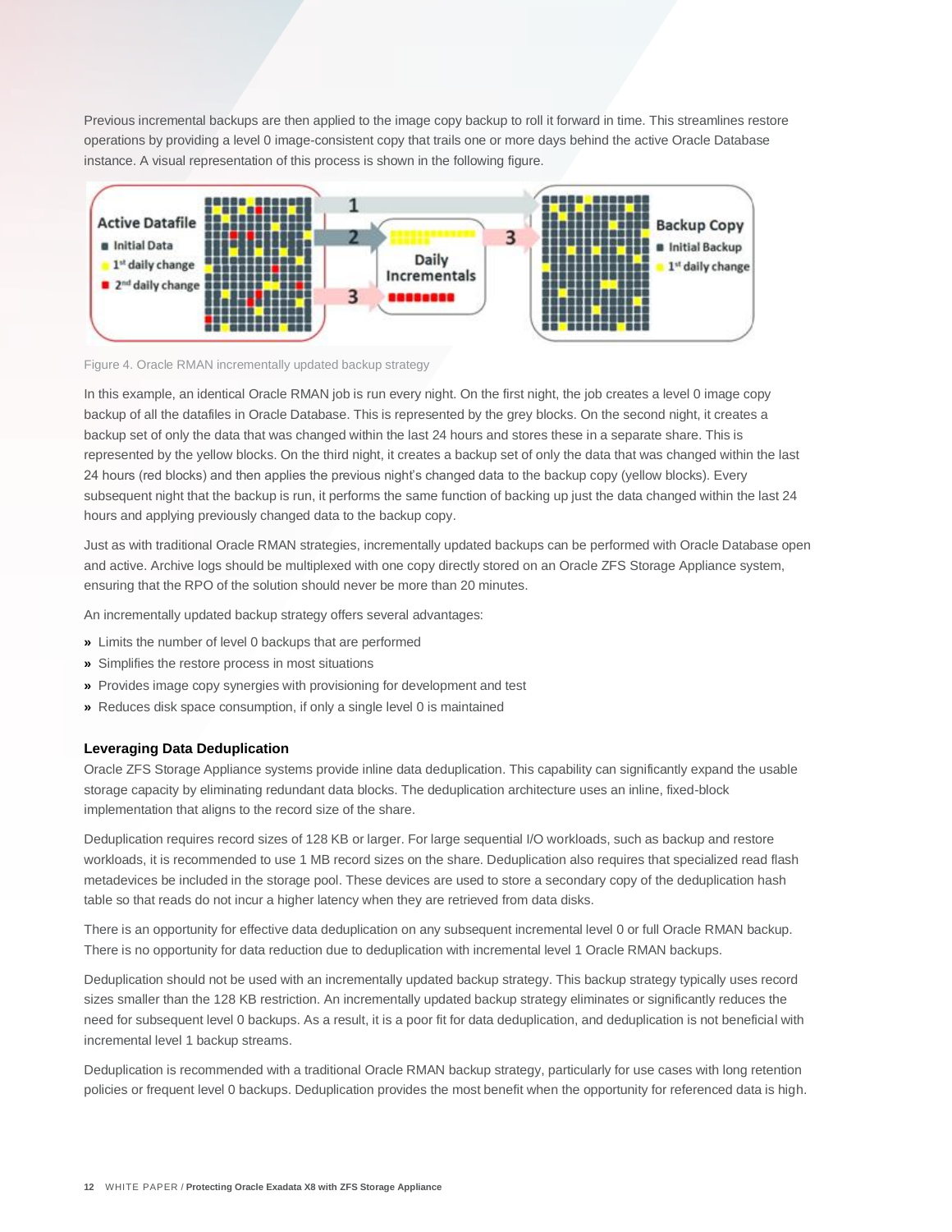Previous incremental backups are then applied to the image copy backup to roll it forward in time. This streamlines restore operations by providing a level 0 image-consistent copy that trails one or more days behind the active Oracle Database instance. A visual representation of this process is shown in the following figure.

Figure 4. Oracle RMAN incrementally updated backup strategy

In this example, an identical Oracle RMAN job is run every night. On the first night, the job creates a level 0 image copy backup of all the datafiles in Oracle Database. This is represented by the grey blocks. On the second night, it creates a backup set of only the data that was changed within the last 24 hours and stores these in a separate share. This is represented by the yellow blocks. On the third night, it creates a backup set of only the data that was changed within the last 24 hours (red blocks) and then applies the previous night's changed data to the backup copy (yellow blocks). Every subsequent night that the backup is run, it performs the same function of backing up just the data changed within the last 24 hours and applying previously changed data to the backup copy.

Just as with traditional Oracle RMAN strategies, incrementally updated backups can be performed with Oracle Database open and active. Archive logs should be multiplexed with one copy directly stored on an Oracle ZFS Storage Appliance system, ensuring that the RPO of the solution should never be more than 20 minutes.

An incrementally updated backup strategy offers several advantages:

- Limits the number of level 0 backups that are performed
- Simplifies the restore process in most situations
- Provides image copy synergies with provisioning for development and test
- Reduces disk space consumption, if only a single level 0 is maintained

### Leveraging Data Deduplication

Oracle ZFS Storage Appliance systems provide inline data deduplication. This capability can significantly expand the usable storage capacity by eliminating redundant data blocks. The deduplication architecture uses an inline, fixed-block implementation that aligns to the record size of the share.

Deduplication requires record sizes of 128 KB or larger. For large sequential I/O workloads, such as backup and restore workloads, it is recommended to use 1 MB record sizes on the share. Deduplication also requires that specialized read flash metadevices be included in the storage pool. These devices are used to store a secondary copy of the deduplication hash table so that reads do not incur a higher latency when they are retrieved from data disks.

There is an opportunity for effective data deduplication on any subsequent incremental level 0 or full Oracle RMAN backup. There is no opportunity for data reduction due to deduplication with incremental level 1 Oracle RMAN backups.

Deduplication should not be used with an incrementally updated backup strategy. This backup strategy typically uses record sizes smaller than the 128 KB restriction. An incrementally updated backup strategy eliminates or significantly reduces the need for subsequent level 0 backups. As a result, it is a poor fit for data deduplication, and deduplication is not beneficial with incremental level 1 backup streams.

Deduplication is recommended with a traditional Oracle RMAN backup strategy, particularly for use cases with long retention policies or frequent level 0 backups. Deduplication provides the most benefit when the opportunity for referenced data is high.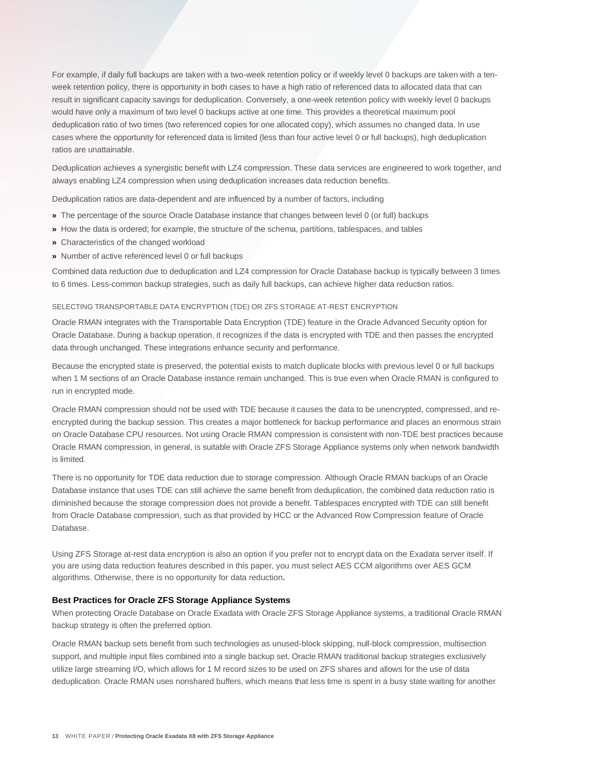For example, if daily full backups are taken with a two-week retention policy or if weekly level 0 backups are taken with a ten-week retention policy, there is opportunity in both cases to have a high ratio of referenced data to allocated data that can result in significant capacity savings for deduplication. Conversely, a one-week retention policy with weekly level 0 backups would have only a maximum of two level 0 backups active at one time. This provides a theoretical maximum pool deduplication ratio of two times (two referenced copies for one allocated copy), which assumes no changed data. In use cases where the opportunity for referenced data is limited (less than four active level 0 or full backups), high deduplication ratios are unattainable.

Deduplication achieves a synergistic benefit with LZ4 compression. These data services are engineered to work together, and always enabling LZ4 compression when using deduplication increases data reduction benefits.

Deduplication ratios are data-dependent and are influenced by a number of factors, including

- The percentage of the source Oracle Database instance that changes between level 0 (or full) backups
- How the data is ordered; for example, the structure of the schema, partitions, tablespaces, and tables
- Characteristics of the changed workload
- Number of active referenced level 0 or full backups

Combined data reduction due to deduplication and LZ4 compression for Oracle Database backup is typically between 3 times to 6 times. Less-common backup strategies, such as daily full backups, can achieve higher data reduction ratios.

#### SELECTING TRANSPORTABLE DATA ENCRYPTION (TDE) OR ZFS STORAGE AT-REST ENCRYPTION

Oracle RMAN integrates with the Transportable Data Encryption (TDE) feature in the Oracle Advanced Security option for Oracle Database. During a backup operation, it recognizes if the data is encrypted with TDE and then passes the encrypted data through unchanged. These integrations enhance security and performance.

Because the encrypted state is preserved, the potential exists to match duplicate blocks with previous level 0 or full backups when 1 M sections of an Oracle Database instance remain unchanged. This is true even when Oracle RMAN is configured to run in encrypted mode.

Oracle RMAN compression should not be used with TDE because it causes the data to be unencrypted, compressed, and re-encrypted during the backup session. This creates a major bottleneck for backup performance and places an enormous strain on Oracle Database CPU resources. Not using Oracle RMAN compression is consistent with non-TDE best practices because Oracle RMAN compression, in general, is suitable with Oracle ZFS Storage Appliance systems only when network bandwidth is limited.

There is no opportunity for TDE data reduction due to storage compression. Although Oracle RMAN backups of an Oracle Database instance that uses TDE can still achieve the same benefit from deduplication, the combined data reduction ratio is diminished because the storage compression does not provide a benefit. Tablespaces encrypted with TDE can still benefit from Oracle Database compression, such as that provided by HCC or the Advanced Row Compression feature of Oracle Database.

Using ZFS Storage at-rest data encryption is also an option if you prefer not to encrypt data on the Exadata server itself. If you are using data reduction features described in this paper, you must select AES CCM algorithms over AES GCM algorithms. Otherwise, there is no opportunity for data reduction.

### Best Practices for Oracle ZFS Storage Appliance Systems

When protecting Oracle Database on Oracle Exadata with Oracle ZFS Storage Appliance systems, a traditional Oracle RMAN backup strategy is often the preferred option.

Oracle RMAN backup sets benefit from such technologies as unused-block skipping, null-block compression, multisection support, and multiple input files combined into a single backup set. Oracle RMAN traditional backup strategies exclusively utilize large streaming I/O, which allows for 1 M record sizes to be used on ZFS shares and allows for the use of data deduplication. Oracle RMAN uses nonshared buffers, which means that less time is spent in a busy state waiting for another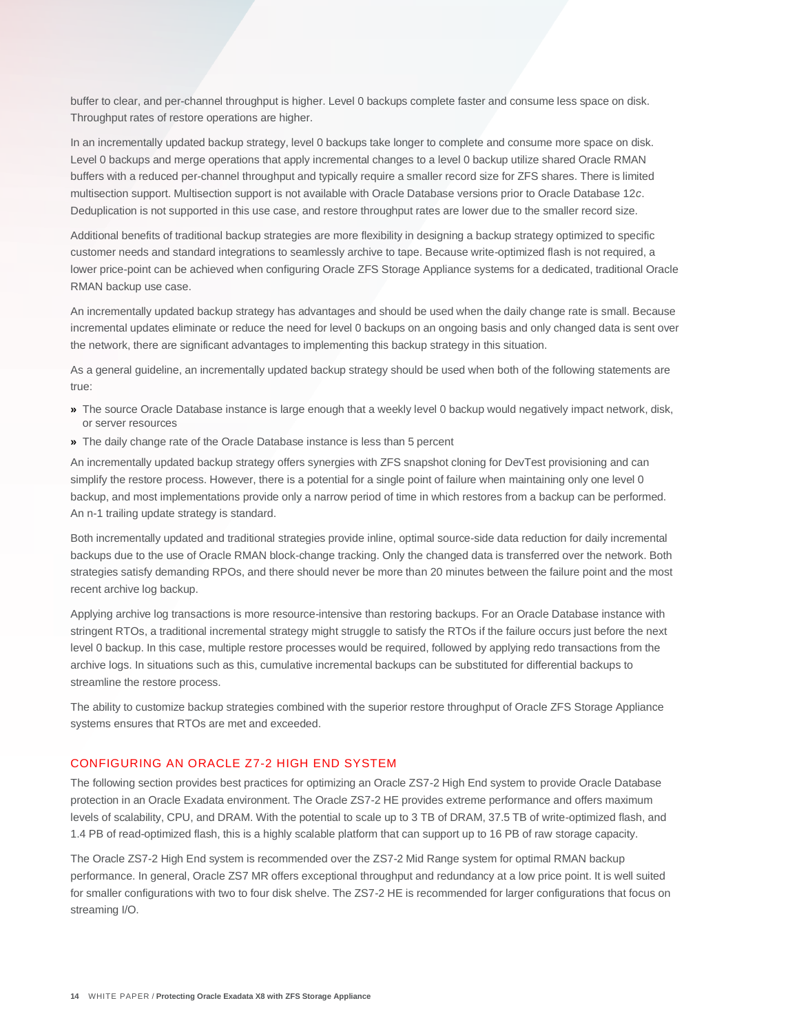buffer to clear, and per-channel throughput is higher. Level 0 backups complete faster and consume less space on disk. Throughput rates of restore operations are higher.

In an incrementally updated backup strategy, level 0 backups take longer to complete and consume more space on disk. Level 0 backups and merge operations that apply incremental changes to a level 0 backup utilize shared Oracle RMAN buffers with a reduced per-channel throughput and typically require a smaller record size for ZFS shares. There is limited multisection support. Multisection support is not available with Oracle Database versions prior to Oracle Database 12*c*. Deduplication is not supported in this use case, and restore throughput rates are lower due to the smaller record size.

Additional benefits of traditional backup strategies are more flexibility in designing a backup strategy optimized to specific customer needs and standard integrations to seamlessly archive to tape. Because write-optimized flash is not required, a lower price-point can be achieved when configuring Oracle ZFS Storage Appliance systems for a dedicated, traditional Oracle RMAN backup use case.

An incrementally updated backup strategy has advantages and should be used when the daily change rate is small. Because incremental updates eliminate or reduce the need for level 0 backups on an ongoing basis and only changed data is sent over the network, there are significant advantages to implementing this backup strategy in this situation.

As a general guideline, an incrementally updated backup strategy should be used when both of the following statements are true:

- The source Oracle Database instance is large enough that a weekly level 0 backup would negatively impact network, disk, or server resources
- The daily change rate of the Oracle Database instance is less than 5 percent

An incrementally updated backup strategy offers synergies with ZFS snapshot cloning for DevTest provisioning and can simplify the restore process. However, there is a potential for a single point of failure when maintaining only one level 0 backup, and most implementations provide only a narrow period of time in which restores from a backup can be performed. An n-1 trailing update strategy is standard.

Both incrementally updated and traditional strategies provide inline, optimal source-side data reduction for daily incremental backups due to the use of Oracle RMAN block-change tracking. Only the changed data is transferred over the network. Both strategies satisfy demanding RPOs, and there should never be more than 20 minutes between the failure point and the most recent archive log backup.

Applying archive log transactions is more resource-intensive than restoring backups. For an Oracle Database instance with stringent RTOs, a traditional incremental strategy might struggle to satisfy the RTOs if the failure occurs just before the next level 0 backup. In this case, multiple restore processes would be required, followed by applying redo transactions from the archive logs. In situations such as this, cumulative incremental backups can be substituted for differential backups to streamline the restore process.

The ability to customize backup strategies combined with the superior restore throughput of Oracle ZFS Storage Appliance systems ensures that RTOs are met and exceeded.

## CONFIGURING AN ORACLE Z7-2 HIGH END SYSTEM

The following section provides best practices for optimizing an Oracle ZS7-2 High End system to provide Oracle Database protection in an Oracle Exadata environment. The Oracle ZS7-2 HE provides extreme performance and offers maximum levels of scalability, CPU, and DRAM. With the potential to scale up to 3 TB of DRAM, 37.5 TB of write-optimized flash, and 1.4 PB of read-optimized flash, this is a highly scalable platform that can support up to 16 PB of raw storage capacity.

The Oracle ZS7-2 High End system is recommended over the ZS7-2 Mid Range system for optimal RMAN backup performance. In general, Oracle ZS7 MR offers exceptional throughput and redundancy at a low price point. It is well suited for smaller configurations with two to four disk shelve. The ZS7-2 HE is recommended for larger configurations that focus on streaming I/O.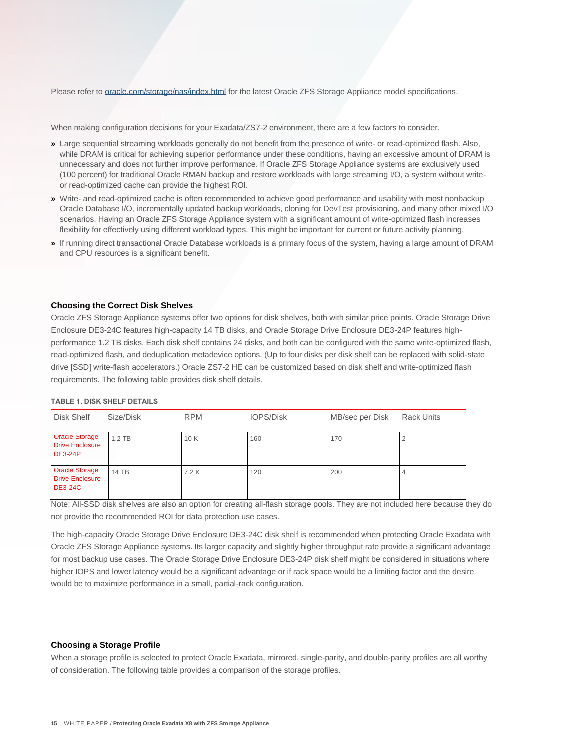Please refer to [oracle.com/storage/nas/index.html](oracle.com/storage/nas/index.html) for the latest Oracle ZFS Storage Appliance model specifications.

When making configuration decisions for your Exadata/ZS7-2 environment, there are a few factors to consider.

» Large sequential streaming workloads generally do not benefit from the presence of write- or read-optimized flash. Also, while DRAM is critical for achieving superior performance under these conditions, having an excessive amount of DRAM is unnecessary and does not further improve performance. If Oracle ZFS Storage Appliance systems are exclusively used (100 percent) for traditional Oracle RMAN backup and restore workloads with large streaming I/O, a system without write- or read-optimized cache can provide the highest ROI.

» Write- and read-optimized cache is often recommended to achieve good performance and usability with most nonbackup Oracle Database I/O, incrementally updated backup workloads, cloning for DevTest provisioning, and many other mixed I/O scenarios. Having an Oracle ZFS Storage Appliance system with a significant amount of write-optimized flash increases flexibility for effectively using different workload types. This might be important for current or future activity planning.

» If running direct transactional Oracle Database workloads is a primary focus of the system, having a large amount of DRAM and CPU resources is a significant benefit.

### Choosing the Correct Disk Shelves

Oracle ZFS Storage Appliance systems offer two options for disk shelves, both with similar price points. Oracle Storage Drive Enclosure DE3-24C features high-capacity 14 TB disks, and Oracle Storage Drive Enclosure DE3-24P features high-performance 1.2 TB disks. Each disk shelf contains 24 disks, and both can be configured with the same write-optimized flash, read-optimized flash, and deduplication metadevice options. (Up to four disks per disk shelf can be replaced with solid-state drive [SSD] write-flash accelerators.) Oracle ZS7-2 HE can be customized based on disk shelf and write-optimized flash requirements. The following table provides disk shelf details.

**TABLE 1. DISK SHELF DETAILS**

| Disk Shelf | Size/Disk | RPM | IOPS/Disk | MB/sec per Disk | Rack Units |
|---|---|---|---|---|---|
| Oracle Storage Drive Enclosure DE3-24P | 1.2 TB | 10 K | 160 | 170 | 2 |
| Oracle Storage Drive Enclosure DE3-24C | 14 TB | 7.2 K | 120 | 200 | 4 |

Note: All-SSD disk shelves are also an option for creating all-flash storage pools. They are not included here because they do not provide the recommended ROI for data protection use cases.

The high-capacity Oracle Storage Drive Enclosure DE3-24C disk shelf is recommended when protecting Oracle Exadata with Oracle ZFS Storage Appliance systems. Its larger capacity and slightly higher throughput rate provide a significant advantage for most backup use cases. The Oracle Storage Drive Enclosure DE3-24P disk shelf might be considered in situations where higher IOPS and lower latency would be a significant advantage or if rack space would be a limiting factor and the desire would be to maximize performance in a small, partial-rack configuration.

### Choosing a Storage Profile

When a storage profile is selected to protect Oracle Exadata, mirrored, single-parity, and double-parity profiles are all worthy of consideration. The following table provides a comparison of the storage profiles.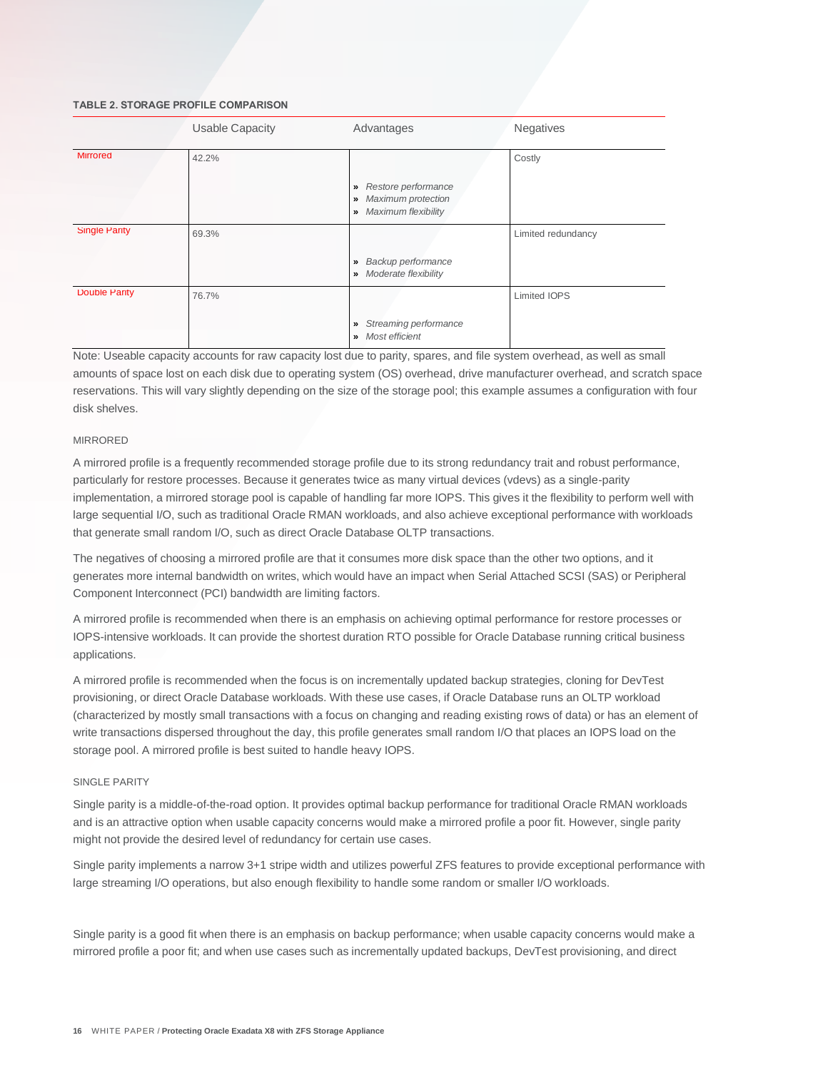**TABLE 2. STORAGE PROFILE COMPARISON**

| | Usable Capacity | Advantages | Negatives |
|---|---|---|---|
| Mirrored | 42.2% | » *Restore performance*<br>» *Maximum protection*<br>» *Maximum flexibility* | Costly |
| Single Parity | 69.3% | » *Backup performance*<br>» *Moderate flexibility* | Limited redundancy |
| Double Parity | 76.7% | » *Streaming performance*<br>» *Most efficient* | Limited IOPS |

Note: Useable capacity accounts for raw capacity lost due to parity, spares, and file system overhead, as well as small amounts of space lost on each disk due to operating system (OS) overhead, drive manufacturer overhead, and scratch space reservations. This will vary slightly depending on the size of the storage pool; this example assumes a configuration with four disk shelves.

### MIRRORED

A mirrored profile is a frequently recommended storage profile due to its strong redundancy trait and robust performance, particularly for restore processes. Because it generates twice as many virtual devices (vdevs) as a single-parity implementation, a mirrored storage pool is capable of handling far more IOPS. This gives it the flexibility to perform well with large sequential I/O, such as traditional Oracle RMAN workloads, and also achieve exceptional performance with workloads that generate small random I/O, such as direct Oracle Database OLTP transactions.

The negatives of choosing a mirrored profile are that it consumes more disk space than the other two options, and it generates more internal bandwidth on writes, which would have an impact when Serial Attached SCSI (SAS) or Peripheral Component Interconnect (PCI) bandwidth are limiting factors.

A mirrored profile is recommended when there is an emphasis on achieving optimal performance for restore processes or IOPS-intensive workloads. It can provide the shortest duration RTO possible for Oracle Database running critical business applications.

A mirrored profile is recommended when the focus is on incrementally updated backup strategies, cloning for DevTest provisioning, or direct Oracle Database workloads. With these use cases, if Oracle Database runs an OLTP workload (characterized by mostly small transactions with a focus on changing and reading existing rows of data) or has an element of write transactions dispersed throughout the day, this profile generates small random I/O that places an IOPS load on the storage pool. A mirrored profile is best suited to handle heavy IOPS.

### SINGLE PARITY

Single parity is a middle-of-the-road option. It provides optimal backup performance for traditional Oracle RMAN workloads and is an attractive option when usable capacity concerns would make a mirrored profile a poor fit. However, single parity might not provide the desired level of redundancy for certain use cases.

Single parity implements a narrow 3+1 stripe width and utilizes powerful ZFS features to provide exceptional performance with large streaming I/O operations, but also enough flexibility to handle some random or smaller I/O workloads.

Single parity is a good fit when there is an emphasis on backup performance; when usable capacity concerns would make a mirrored profile a poor fit; and when use cases such as incrementally updated backups, DevTest provisioning, and direct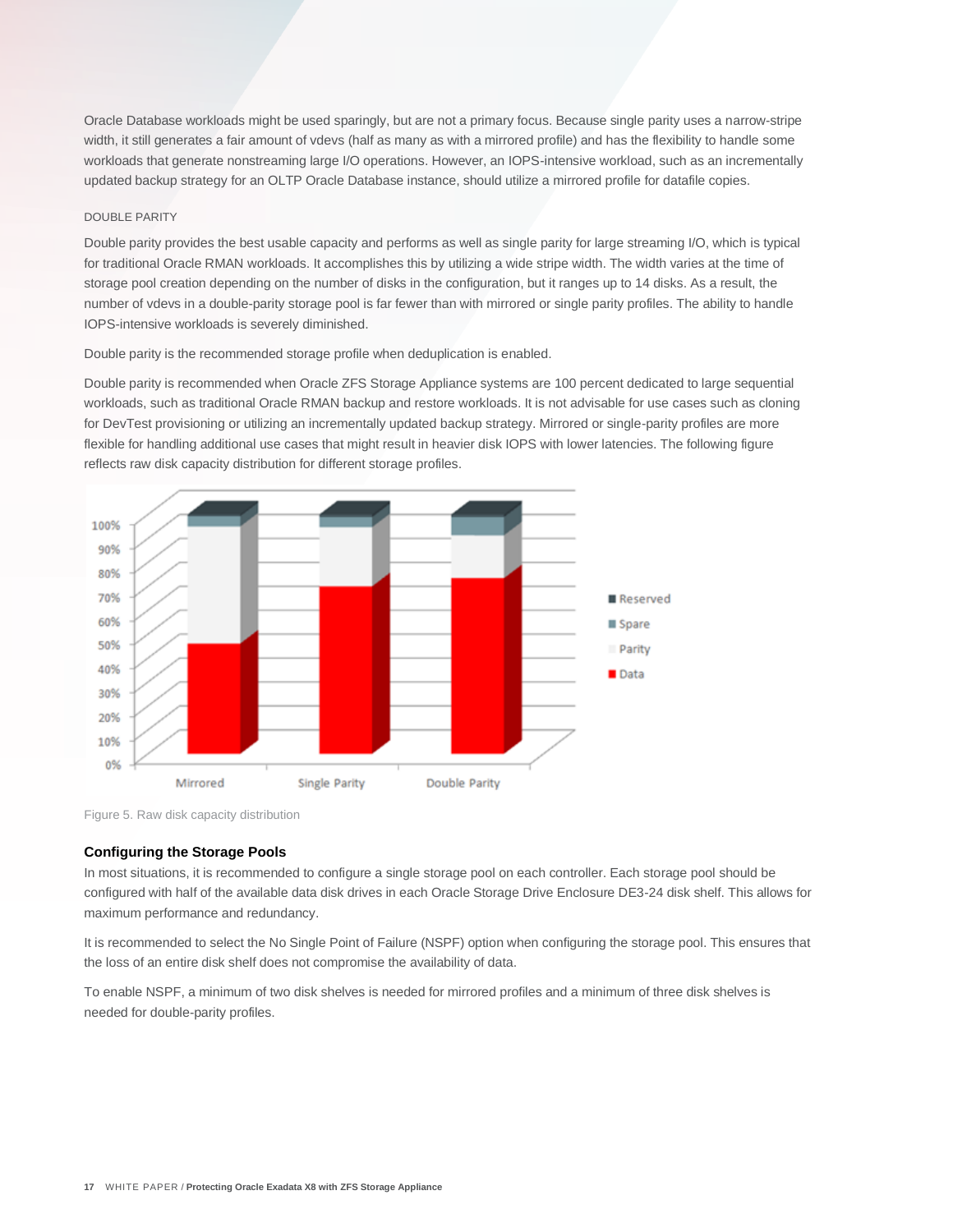Oracle Database workloads might be used sparingly, but are not a primary focus. Because single parity uses a narrow-stripe width, it still generates a fair amount of vdevs (half as many as with a mirrored profile) and has the flexibility to handle some workloads that generate nonstreaming large I/O operations. However, an IOPS-intensive workload, such as an incrementally updated backup strategy for an OLTP Oracle Database instance, should utilize a mirrored profile for datafile copies.

#### DOUBLE PARITY

Double parity provides the best usable capacity and performs as well as single parity for large streaming I/O, which is typical for traditional Oracle RMAN workloads. It accomplishes this by utilizing a wide stripe width. The width varies at the time of storage pool creation depending on the number of disks in the configuration, but it ranges up to 14 disks. As a result, the number of vdevs in a double-parity storage pool is far fewer than with mirrored or single parity profiles. The ability to handle IOPS-intensive workloads is severely diminished.

Double parity is the recommended storage profile when deduplication is enabled.

Double parity is recommended when Oracle ZFS Storage Appliance systems are 100 percent dedicated to large sequential workloads, such as traditional Oracle RMAN backup and restore workloads. It is not advisable for use cases such as cloning for DevTest provisioning or utilizing an incrementally updated backup strategy. Mirrored or single-parity profiles are more flexible for handling additional use cases that might result in heavier disk IOPS with lower latencies. The following figure reflects raw disk capacity distribution for different storage profiles.

Figure 5. Raw disk capacity distribution

### Configuring the Storage Pools

In most situations, it is recommended to configure a single storage pool on each controller. Each storage pool should be configured with half of the available data disk drives in each Oracle Storage Drive Enclosure DE3-24 disk shelf. This allows for maximum performance and redundancy.

It is recommended to select the No Single Point of Failure (NSPF) option when configuring the storage pool. This ensures that the loss of an entire disk shelf does not compromise the availability of data.

To enable NSPF, a minimum of two disk shelves is needed for mirrored profiles and a minimum of three disk shelves is needed for double-parity profiles.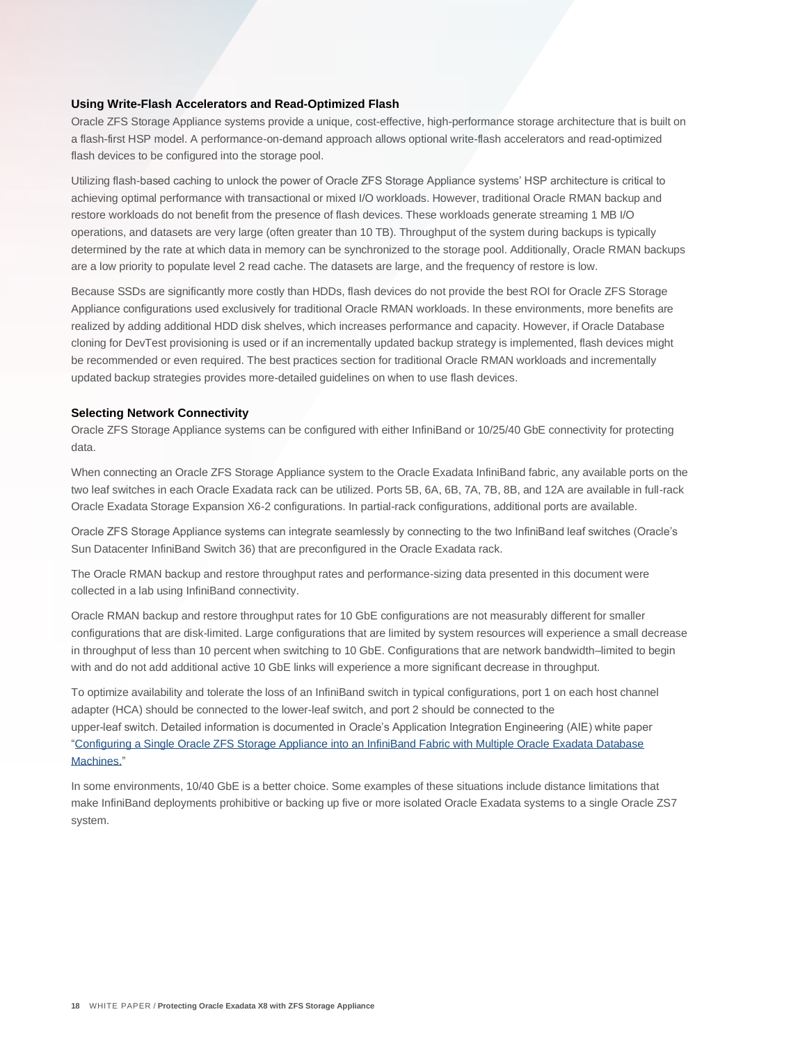### Using Write-Flash Accelerators and Read-Optimized Flash

Oracle ZFS Storage Appliance systems provide a unique, cost-effective, high-performance storage architecture that is built on a flash-first HSP model. A performance-on-demand approach allows optional write-flash accelerators and read-optimized flash devices to be configured into the storage pool.

Utilizing flash-based caching to unlock the power of Oracle ZFS Storage Appliance systems' HSP architecture is critical to achieving optimal performance with transactional or mixed I/O workloads. However, traditional Oracle RMAN backup and restore workloads do not benefit from the presence of flash devices. These workloads generate streaming 1 MB I/O operations, and datasets are very large (often greater than 10 TB). Throughput of the system during backups is typically determined by the rate at which data in memory can be synchronized to the storage pool. Additionally, Oracle RMAN backups are a low priority to populate level 2 read cache. The datasets are large, and the frequency of restore is low.

Because SSDs are significantly more costly than HDDs, flash devices do not provide the best ROI for Oracle ZFS Storage Appliance configurations used exclusively for traditional Oracle RMAN workloads. In these environments, more benefits are realized by adding additional HDD disk shelves, which increases performance and capacity. However, if Oracle Database cloning for DevTest provisioning is used or if an incrementally updated backup strategy is implemented, flash devices might be recommended or even required. The best practices section for traditional Oracle RMAN workloads and incrementally updated backup strategies provides more-detailed guidelines on when to use flash devices.

### Selecting Network Connectivity

Oracle ZFS Storage Appliance systems can be configured with either InfiniBand or 10/25/40 GbE connectivity for protecting data.

When connecting an Oracle ZFS Storage Appliance system to the Oracle Exadata InfiniBand fabric, any available ports on the two leaf switches in each Oracle Exadata rack can be utilized. Ports 5B, 6A, 6B, 7A, 7B, 8B, and 12A are available in full-rack Oracle Exadata Storage Expansion X6-2 configurations. In partial-rack configurations, additional ports are available.

Oracle ZFS Storage Appliance systems can integrate seamlessly by connecting to the two InfiniBand leaf switches (Oracle's Sun Datacenter InfiniBand Switch 36) that are preconfigured in the Oracle Exadata rack.

The Oracle RMAN backup and restore throughput rates and performance-sizing data presented in this document were collected in a lab using InfiniBand connectivity.

Oracle RMAN backup and restore throughput rates for 10 GbE configurations are not measurably different for smaller configurations that are disk-limited. Large configurations that are limited by system resources will experience a small decrease in throughput of less than 10 percent when switching to 10 GbE. Configurations that are network bandwidth–limited to begin with and do not add additional active 10 GbE links will experience a more significant decrease in throughput.

To optimize availability and tolerate the loss of an InfiniBand switch in typical configurations, port 1 on each host channel adapter (HCA) should be connected to the lower-leaf switch, and port 2 should be connected to the upper-leaf switch. Detailed information is documented in Oracle's Application Integration Engineering (AIE) white paper "Configuring a Single Oracle ZFS Storage Appliance into an InfiniBand Fabric with Multiple Oracle Exadata Database Machines."

In some environments, 10/40 GbE is a better choice. Some examples of these situations include distance limitations that make InfiniBand deployments prohibitive or backing up five or more isolated Oracle Exadata systems to a single Oracle ZS7 system.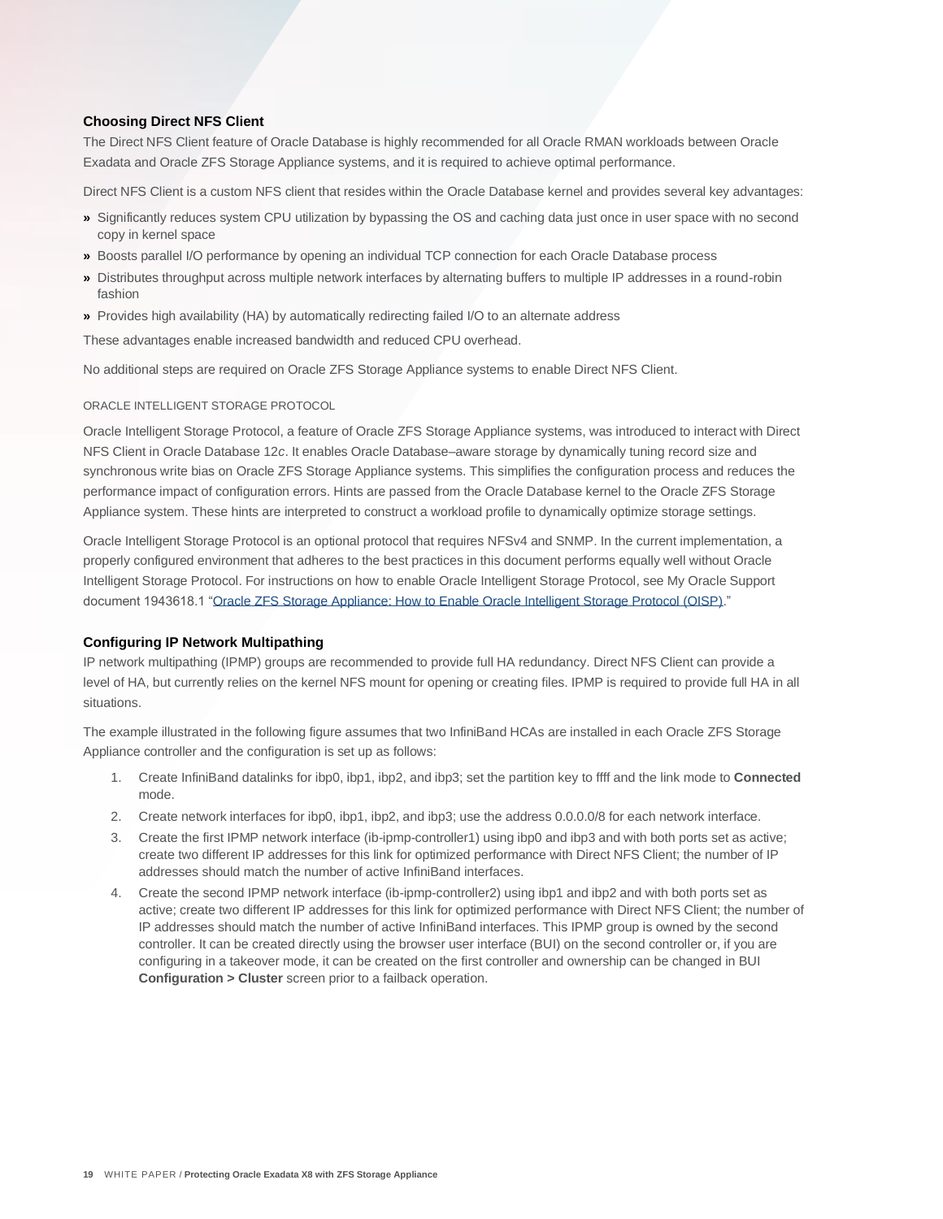### Choosing Direct NFS Client

The Direct NFS Client feature of Oracle Database is highly recommended for all Oracle RMAN workloads between Oracle Exadata and Oracle ZFS Storage Appliance systems, and it is required to achieve optimal performance.

Direct NFS Client is a custom NFS client that resides within the Oracle Database kernel and provides several key advantages:

- Significantly reduces system CPU utilization by bypassing the OS and caching data just once in user space with no second copy in kernel space
- Boosts parallel I/O performance by opening an individual TCP connection for each Oracle Database process
- Distributes throughput across multiple network interfaces by alternating buffers to multiple IP addresses in a round-robin fashion
- Provides high availability (HA) by automatically redirecting failed I/O to an alternate address

These advantages enable increased bandwidth and reduced CPU overhead.

No additional steps are required on Oracle ZFS Storage Appliance systems to enable Direct NFS Client.

#### ORACLE INTELLIGENT STORAGE PROTOCOL

Oracle Intelligent Storage Protocol, a feature of Oracle ZFS Storage Appliance systems, was introduced to interact with Direct NFS Client in Oracle Database 12*c*. It enables Oracle Database–aware storage by dynamically tuning record size and synchronous write bias on Oracle ZFS Storage Appliance systems. This simplifies the configuration process and reduces the performance impact of configuration errors. Hints are passed from the Oracle Database kernel to the Oracle ZFS Storage Appliance system. These hints are interpreted to construct a workload profile to dynamically optimize storage settings.

Oracle Intelligent Storage Protocol is an optional protocol that requires NFSv4 and SNMP. In the current implementation, a properly configured environment that adheres to the best practices in this document performs equally well without Oracle Intelligent Storage Protocol. For instructions on how to enable Oracle Intelligent Storage Protocol, see My Oracle Support document 1943618.1 "Oracle ZFS Storage Appliance: How to Enable Oracle Intelligent Storage Protocol (OISP)."

### Configuring IP Network Multipathing

IP network multipathing (IPMP) groups are recommended to provide full HA redundancy. Direct NFS Client can provide a level of HA, but currently relies on the kernel NFS mount for opening or creating files. IPMP is required to provide full HA in all situations.

The example illustrated in the following figure assumes that two InfiniBand HCAs are installed in each Oracle ZFS Storage Appliance controller and the configuration is set up as follows:

1. Create InfiniBand datalinks for ibp0, ibp1, ibp2, and ibp3; set the partition key to ffff and the link mode to **Connected** mode.
2. Create network interfaces for ibp0, ibp1, ibp2, and ibp3; use the address 0.0.0.0/8 for each network interface.
3. Create the first IPMP network interface (ib-ipmp-controller1) using ibp0 and ibp3 and with both ports set as active; create two different IP addresses for this link for optimized performance with Direct NFS Client; the number of IP addresses should match the number of active InfiniBand interfaces.
4. Create the second IPMP network interface (ib-ipmp-controller2) using ibp1 and ibp2 and with both ports set as active; create two different IP addresses for this link for optimized performance with Direct NFS Client; the number of IP addresses should match the number of active InfiniBand interfaces. This IPMP group is owned by the second controller. It can be created directly using the browser user interface (BUI) on the second controller or, if you are configuring in a takeover mode, it can be created on the first controller and ownership can be changed in BUI **Configuration > Cluster** screen prior to a failback operation.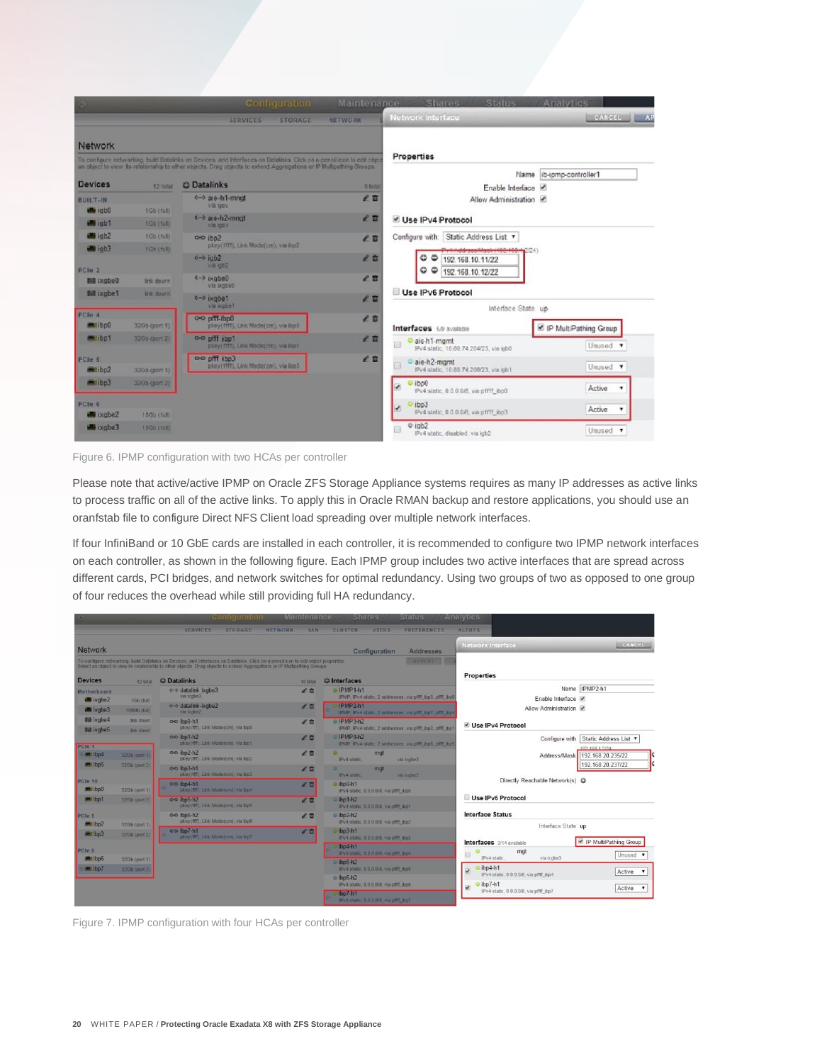Figure 6. IPMP configuration with two HCAs per controller

Please note that active/active IPMP on Oracle ZFS Storage Appliance systems requires as many IP addresses as active links to process traffic on all of the active links. To apply this in Oracle RMAN backup and restore applications, you should use an oranfstab file to configure Direct NFS Client load spreading over multiple network interfaces.

If four InfiniBand or 10 GbE cards are installed in each controller, it is recommended to configure two IPMP network interfaces on each controller, as shown in the following figure. Each IPMP group includes two active interfaces that are spread across different cards, PCI bridges, and network switches for optimal redundancy. Using two groups of two as opposed to one group of four reduces the overhead while still providing full HA redundancy.

Figure 7. IPMP configuration with four HCAs per controller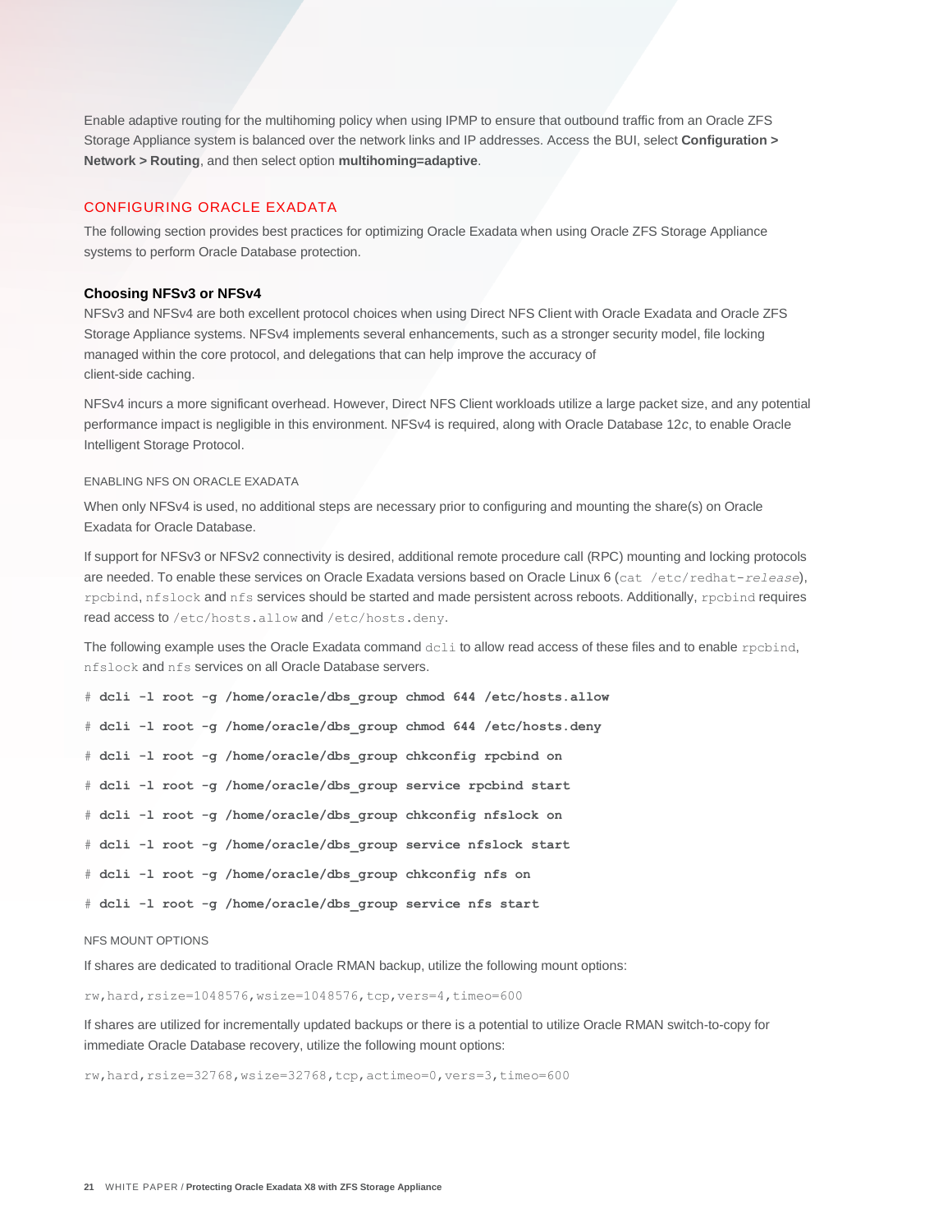Enable adaptive routing for the multihoming policy when using IPMP to ensure that outbound traffic from an Oracle ZFS Storage Appliance system is balanced over the network links and IP addresses. Access the BUI, select **Configuration > Network > Routing**, and then select option **multihoming=adaptive**.

## CONFIGURING ORACLE EXADATA

The following section provides best practices for optimizing Oracle Exadata when using Oracle ZFS Storage Appliance systems to perform Oracle Database protection.

### Choosing NFSv3 or NFSv4

NFSv3 and NFSv4 are both excellent protocol choices when using Direct NFS Client with Oracle Exadata and Oracle ZFS Storage Appliance systems. NFSv4 implements several enhancements, such as a stronger security model, file locking managed within the core protocol, and delegations that can help improve the accuracy of client-side caching.

NFSv4 incurs a more significant overhead. However, Direct NFS Client workloads utilize a large packet size, and any potential performance impact is negligible in this environment. NFSv4 is required, along with Oracle Database 12*c*, to enable Oracle Intelligent Storage Protocol.

#### ENABLING NFS ON ORACLE EXADATA

When only NFSv4 is used, no additional steps are necessary prior to configuring and mounting the share(s) on Oracle Exadata for Oracle Database.

If support for NFSv3 or NFSv2 connectivity is desired, additional remote procedure call (RPC) mounting and locking protocols are needed. To enable these services on Oracle Exadata versions based on Oracle Linux 6 (`cat /etc/redhat-release`), `rpcbind`, `nfslock` and `nfs` services should be started and made persistent across reboots. Additionally, `rpcbind` requires read access to `/etc/hosts.allow` and `/etc/hosts.deny`.

The following example uses the Oracle Exadata command `dcli` to allow read access of these files and to enable `rpcbind`, `nfslock` and `nfs` services on all Oracle Database servers.

```
# dcli -l root -g /home/oracle/dbs_group chmod 644 /etc/hosts.allow
# dcli -l root -g /home/oracle/dbs_group chmod 644 /etc/hosts.deny
# dcli -l root -g /home/oracle/dbs_group chkconfig rpcbind on
# dcli -l root -g /home/oracle/dbs_group service rpcbind start
# dcli -l root -g /home/oracle/dbs_group chkconfig nfslock on
# dcli -l root -g /home/oracle/dbs_group service nfslock start
# dcli -l root -g /home/oracle/dbs_group chkconfig nfs on
# dcli -l root -g /home/oracle/dbs_group service nfs start
```

#### NFS MOUNT OPTIONS

If shares are dedicated to traditional Oracle RMAN backup, utilize the following mount options:

```
rw,hard,rsize=1048576,wsize=1048576,tcp,vers=4,timeo=600
```

If shares are utilized for incrementally updated backups or there is a potential to utilize Oracle RMAN switch-to-copy for immediate Oracle Database recovery, utilize the following mount options:

```
rw,hard,rsize=32768,wsize=32768,tcp,actimeo=0,vers=3,timeo=600
```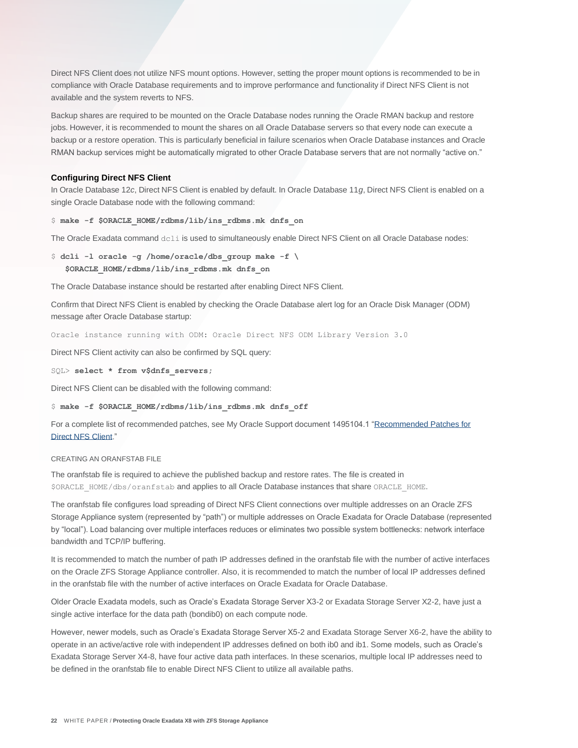Direct NFS Client does not utilize NFS mount options. However, setting the proper mount options is recommended to be in compliance with Oracle Database requirements and to improve performance and functionality if Direct NFS Client is not available and the system reverts to NFS.

Backup shares are required to be mounted on the Oracle Database nodes running the Oracle RMAN backup and restore jobs. However, it is recommended to mount the shares on all Oracle Database servers so that every node can execute a backup or a restore operation. This is particularly beneficial in failure scenarios when Oracle Database instances and Oracle RMAN backup services might be automatically migrated to other Oracle Database servers that are not normally "active on."

### Configuring Direct NFS Client

In Oracle Database 12*c*, Direct NFS Client is enabled by default. In Oracle Database 11*g*, Direct NFS Client is enabled on a single Oracle Database node with the following command:

```
$ make -f $ORACLE_HOME/rdbms/lib/ins_rdbms.mk dnfs_on
```

The Oracle Exadata command `dcli` is used to simultaneously enable Direct NFS Client on all Oracle Database nodes:

```
$ dcli -l oracle -g /home/oracle/dbs_group make -f \
   $ORACLE_HOME/rdbms/lib/ins_rdbms.mk dnfs_on
```

The Oracle Database instance should be restarted after enabling Direct NFS Client.

Confirm that Direct NFS Client is enabled by checking the Oracle Database alert log for an Oracle Disk Manager (ODM) message after Oracle Database startup:

```
Oracle instance running with ODM: Oracle Direct NFS ODM Library Version 3.0
```

Direct NFS Client activity can also be confirmed by SQL query:

```
SQL> select * from v$dnfs_servers;
```

Direct NFS Client can be disabled with the following command:

```
$ make -f $ORACLE_HOME/rdbms/lib/ins_rdbms.mk dnfs_off
```

For a complete list of recommended patches, see My Oracle Support document 1495104.1 "Recommended Patches for Direct NFS Client."

#### CREATING AN ORANFSTAB FILE

The oranfstab file is required to achieve the published backup and restore rates. The file is created in `$ORACLE_HOME/dbs/oranfstab` and applies to all Oracle Database instances that share `ORACLE_HOME`.

The oranfstab file configures load spreading of Direct NFS Client connections over multiple addresses on an Oracle ZFS Storage Appliance system (represented by "path") or multiple addresses on Oracle Exadata for Oracle Database (represented by "local"). Load balancing over multiple interfaces reduces or eliminates two possible system bottlenecks: network interface bandwidth and TCP/IP buffering.

It is recommended to match the number of path IP addresses defined in the oranfstab file with the number of active interfaces on the Oracle ZFS Storage Appliance controller. Also, it is recommended to match the number of local IP addresses defined in the oranfstab file with the number of active interfaces on Oracle Exadata for Oracle Database.

Older Oracle Exadata models, such as Oracle's Exadata Storage Server X3-2 or Exadata Storage Server X2-2, have just a single active interface for the data path (bondib0) on each compute node.

However, newer models, such as Oracle's Exadata Storage Server X5-2 and Exadata Storage Server X6-2, have the ability to operate in an active/active role with independent IP addresses defined on both ib0 and ib1. Some models, such as Oracle's Exadata Storage Server X4-8, have four active data path interfaces. In these scenarios, multiple local IP addresses need to be defined in the oranfstab file to enable Direct NFS Client to utilize all available paths.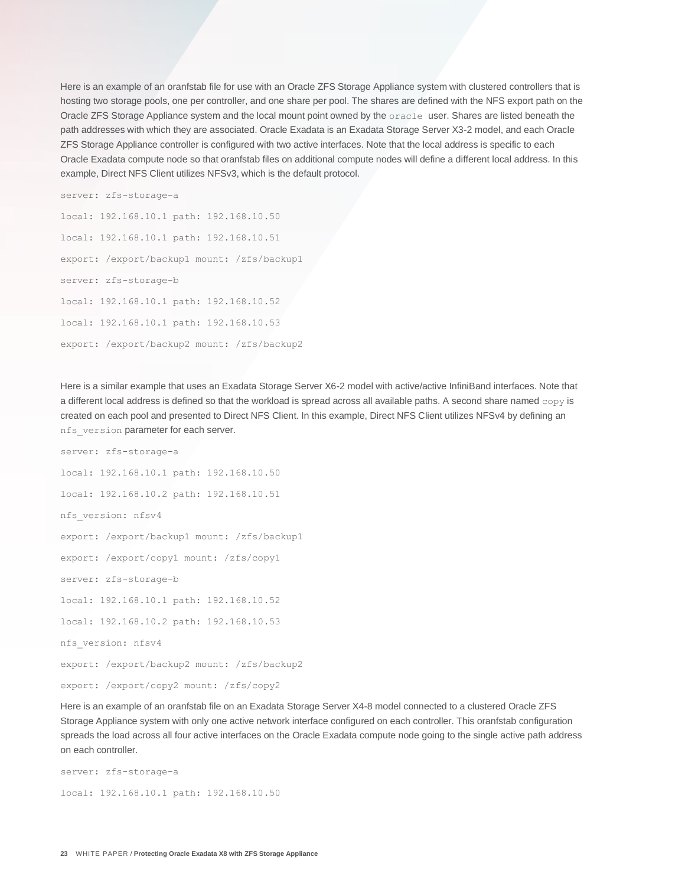Here is an example of an oranfstab file for use with an Oracle ZFS Storage Appliance system with clustered controllers that is hosting two storage pools, one per controller, and one share per pool. The shares are defined with the NFS export path on the Oracle ZFS Storage Appliance system and the local mount point owned by the `oracle` user. Shares are listed beneath the path addresses with which they are associated. Oracle Exadata is an Exadata Storage Server X3-2 model, and each Oracle ZFS Storage Appliance controller is configured with two active interfaces. Note that the local address is specific to each Oracle Exadata compute node so that oranfstab files on additional compute nodes will define a different local address. In this example, Direct NFS Client utilizes NFSv3, which is the default protocol.

```
server: zfs-storage-a
local: 192.168.10.1 path: 192.168.10.50
local: 192.168.10.1 path: 192.168.10.51
export: /export/backup1 mount: /zfs/backup1
server: zfs-storage-b
local: 192.168.10.1 path: 192.168.10.52
local: 192.168.10.1 path: 192.168.10.53
export: /export/backup2 mount: /zfs/backup2
```

Here is a similar example that uses an Exadata Storage Server X6-2 model with active/active InfiniBand interfaces. Note that a different local address is defined so that the workload is spread across all available paths. A second share named `copy` is created on each pool and presented to Direct NFS Client. In this example, Direct NFS Client utilizes NFSv4 by defining an `nfs_version` parameter for each server.

```
server: zfs-storage-a
local: 192.168.10.1 path: 192.168.10.50
local: 192.168.10.2 path: 192.168.10.51
nfs_version: nfsv4
export: /export/backup1 mount: /zfs/backup1
export: /export/copy1 mount: /zfs/copy1
server: zfs-storage-b
local: 192.168.10.1 path: 192.168.10.52
local: 192.168.10.2 path: 192.168.10.53
nfs_version: nfsv4
export: /export/backup2 mount: /zfs/backup2
export: /export/copy2 mount: /zfs/copy2
```

Here is an example of an oranfstab file on an Exadata Storage Server X4-8 model connected to a clustered Oracle ZFS Storage Appliance system with only one active network interface configured on each controller. This oranfstab configuration spreads the load across all four active interfaces on the Oracle Exadata compute node going to the single active path address on each controller.

```
server: zfs-storage-a
local: 192.168.10.1 path: 192.168.10.50
```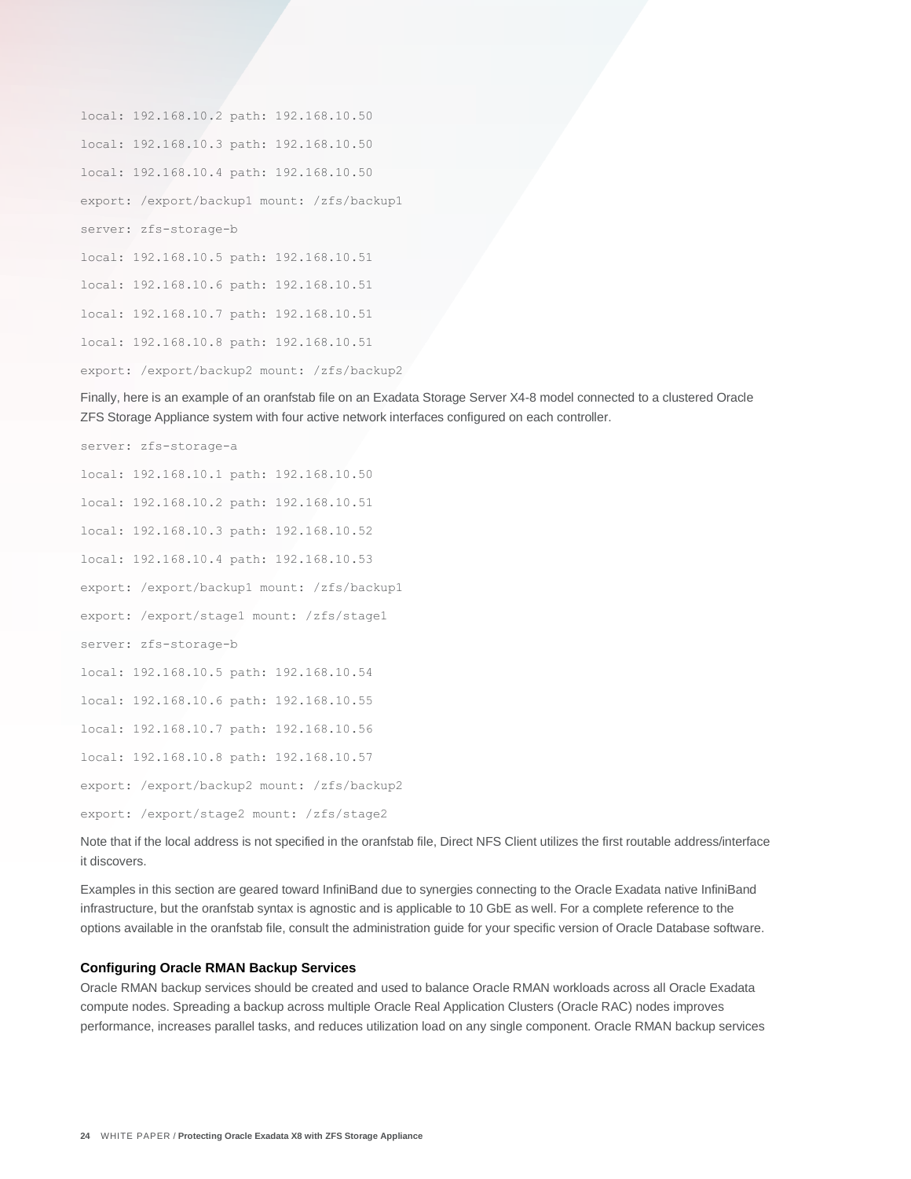```
local: 192.168.10.2 path: 192.168.10.50
local: 192.168.10.3 path: 192.168.10.50
local: 192.168.10.4 path: 192.168.10.50
export: /export/backup1 mount: /zfs/backup1
server: zfs-storage-b
local: 192.168.10.5 path: 192.168.10.51
local: 192.168.10.6 path: 192.168.10.51
local: 192.168.10.7 path: 192.168.10.51
local: 192.168.10.8 path: 192.168.10.51
export: /export/backup2 mount: /zfs/backup2
```

Finally, here is an example of an oranfstab file on an Exadata Storage Server X4-8 model connected to a clustered Oracle ZFS Storage Appliance system with four active network interfaces configured on each controller.

```
server: zfs-storage-a
local: 192.168.10.1 path: 192.168.10.50
local: 192.168.10.2 path: 192.168.10.51
local: 192.168.10.3 path: 192.168.10.52
local: 192.168.10.4 path: 192.168.10.53
export: /export/backup1 mount: /zfs/backup1
export: /export/stage1 mount: /zfs/stage1
server: zfs-storage-b
local: 192.168.10.5 path: 192.168.10.54
local: 192.168.10.6 path: 192.168.10.55
local: 192.168.10.7 path: 192.168.10.56
local: 192.168.10.8 path: 192.168.10.57
export: /export/backup2 mount: /zfs/backup2
export: /export/stage2 mount: /zfs/stage2
```

Note that if the local address is not specified in the oranfstab file, Direct NFS Client utilizes the first routable address/interface it discovers.

Examples in this section are geared toward InfiniBand due to synergies connecting to the Oracle Exadata native InfiniBand infrastructure, but the oranfstab syntax is agnostic and is applicable to 10 GbE as well. For a complete reference to the options available in the oranfstab file, consult the administration guide for your specific version of Oracle Database software.

### Configuring Oracle RMAN Backup Services

Oracle RMAN backup services should be created and used to balance Oracle RMAN workloads across all Oracle Exadata compute nodes. Spreading a backup across multiple Oracle Real Application Clusters (Oracle RAC) nodes improves performance, increases parallel tasks, and reduces utilization load on any single component. Oracle RMAN backup services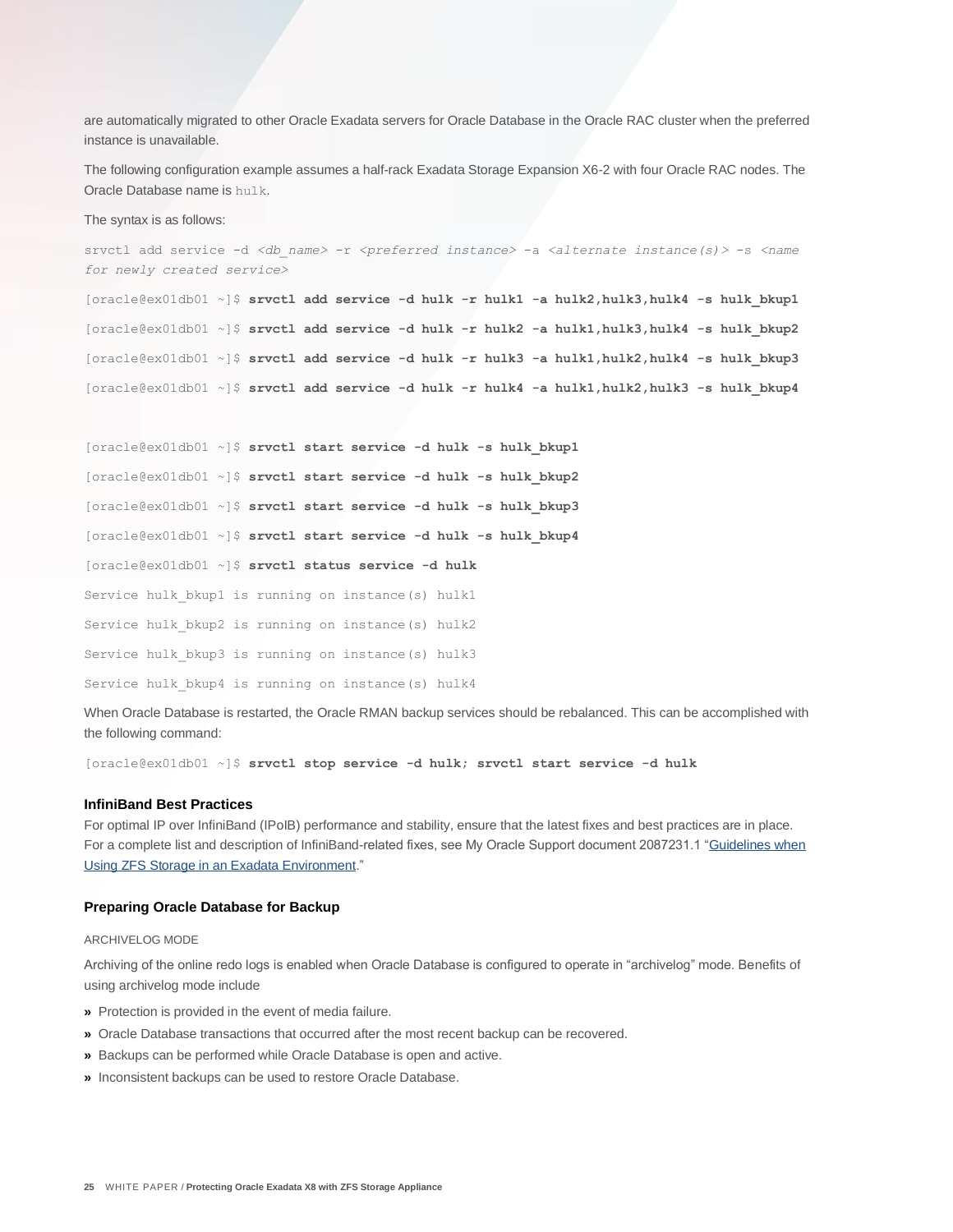are automatically migrated to other Oracle Exadata servers for Oracle Database in the Oracle RAC cluster when the preferred instance is unavailable.

The following configuration example assumes a half-rack Exadata Storage Expansion X6-2 with four Oracle RAC nodes. The Oracle Database name is `hulk`.

The syntax is as follows:

```
srvctl add service -d <db_name> -r <preferred instance> -a <alternate instance(s)> -s <name for newly created service>
```

```
[oracle@ex01db01 ~]$ srvctl add service -d hulk -r hulk1 -a hulk2,hulk3,hulk4 -s hulk_bkup1
[oracle@ex01db01 ~]$ srvctl add service -d hulk -r hulk2 -a hulk1,hulk3,hulk4 -s hulk_bkup2
[oracle@ex01db01 ~]$ srvctl add service -d hulk -r hulk3 -a hulk1,hulk2,hulk4 -s hulk_bkup3
[oracle@ex01db01 ~]$ srvctl add service -d hulk -r hulk4 -a hulk1,hulk2,hulk3 -s hulk_bkup4

[oracle@ex01db01 ~]$ srvctl start service -d hulk -s hulk_bkup1
[oracle@ex01db01 ~]$ srvctl start service -d hulk -s hulk_bkup2
[oracle@ex01db01 ~]$ srvctl start service -d hulk -s hulk_bkup3
[oracle@ex01db01 ~]$ srvctl start service -d hulk -s hulk_bkup4
[oracle@ex01db01 ~]$ srvctl status service -d hulk
Service hulk_bkup1 is running on instance(s) hulk1
Service hulk_bkup2 is running on instance(s) hulk2
Service hulk_bkup3 is running on instance(s) hulk3
Service hulk_bkup4 is running on instance(s) hulk4
```

When Oracle Database is restarted, the Oracle RMAN backup services should be rebalanced. This can be accomplished with the following command:

```
[oracle@ex01db01 ~]$ srvctl stop service -d hulk; srvctl start service -d hulk
```

### InfiniBand Best Practices

For optimal IP over InfiniBand (IPoIB) performance and stability, ensure that the latest fixes and best practices are in place. For a complete list and description of InfiniBand-related fixes, see My Oracle Support document 2087231.1 "Guidelines when Using ZFS Storage in an Exadata Environment."

### Preparing Oracle Database for Backup

#### ARCHIVELOG MODE

Archiving of the online redo logs is enabled when Oracle Database is configured to operate in "archivelog" mode. Benefits of using archivelog mode include

- Protection is provided in the event of media failure.
- Oracle Database transactions that occurred after the most recent backup can be recovered.
- Backups can be performed while Oracle Database is open and active.
- Inconsistent backups can be used to restore Oracle Database.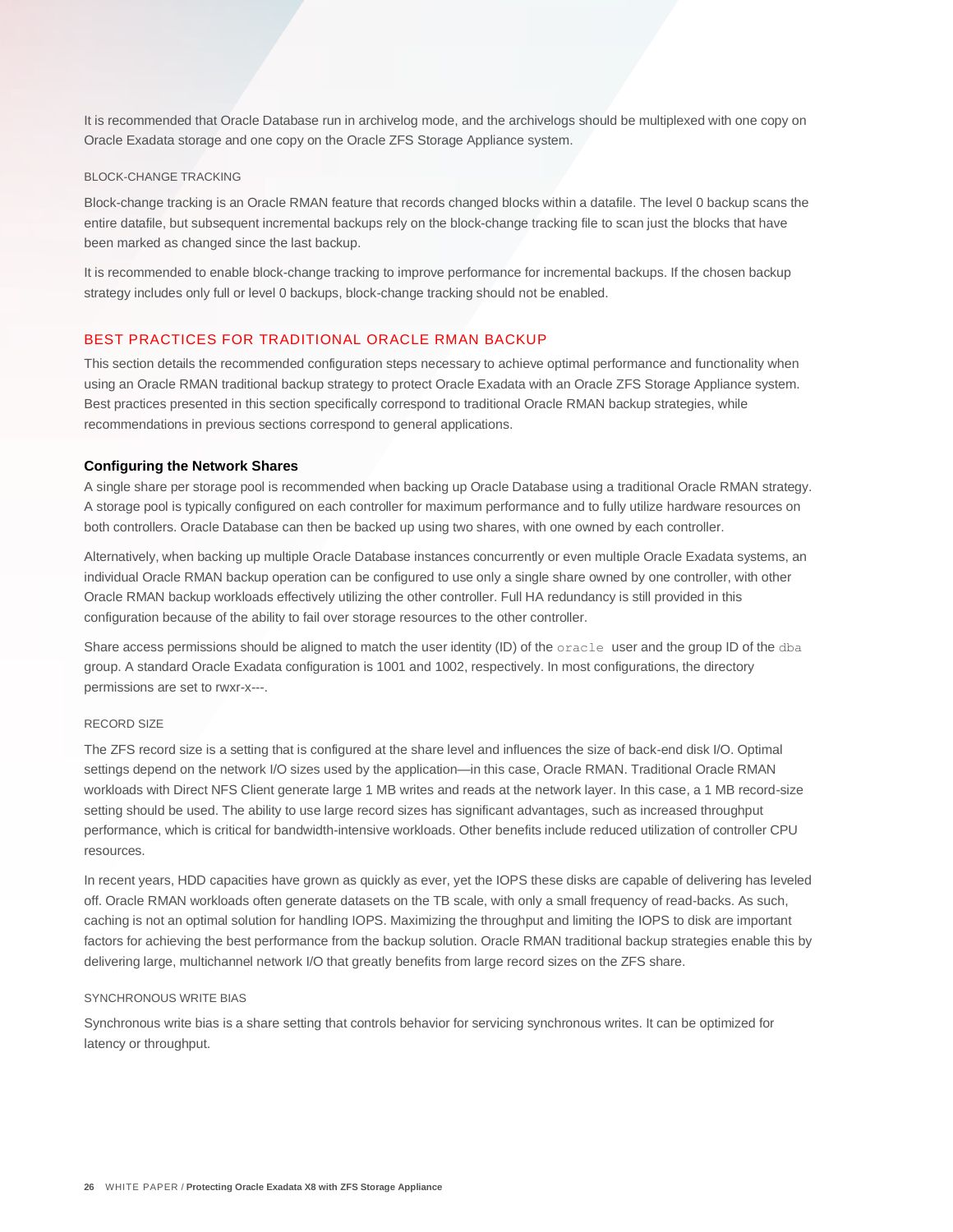It is recommended that Oracle Database run in archivelog mode, and the archivelogs should be multiplexed with one copy on Oracle Exadata storage and one copy on the Oracle ZFS Storage Appliance system.

#### BLOCK-CHANGE TRACKING

Block-change tracking is an Oracle RMAN feature that records changed blocks within a datafile. The level 0 backup scans the entire datafile, but subsequent incremental backups rely on the block-change tracking file to scan just the blocks that have been marked as changed since the last backup.

It is recommended to enable block-change tracking to improve performance for incremental backups. If the chosen backup strategy includes only full or level 0 backups, block-change tracking should not be enabled.

## BEST PRACTICES FOR TRADITIONAL ORACLE RMAN BACKUP

This section details the recommended configuration steps necessary to achieve optimal performance and functionality when using an Oracle RMAN traditional backup strategy to protect Oracle Exadata with an Oracle ZFS Storage Appliance system. Best practices presented in this section specifically correspond to traditional Oracle RMAN backup strategies, while recommendations in previous sections correspond to general applications.

### Configuring the Network Shares

A single share per storage pool is recommended when backing up Oracle Database using a traditional Oracle RMAN strategy. A storage pool is typically configured on each controller for maximum performance and to fully utilize hardware resources on both controllers. Oracle Database can then be backed up using two shares, with one owned by each controller.

Alternatively, when backing up multiple Oracle Database instances concurrently or even multiple Oracle Exadata systems, an individual Oracle RMAN backup operation can be configured to use only a single share owned by one controller, with other Oracle RMAN backup workloads effectively utilizing the other controller. Full HA redundancy is still provided in this configuration because of the ability to fail over storage resources to the other controller.

Share access permissions should be aligned to match the user identity (ID) of the `oracle` user and the group ID of the `dba` group. A standard Oracle Exadata configuration is 1001 and 1002, respectively. In most configurations, the directory permissions are set to rwxr-x---.

#### RECORD SIZE

The ZFS record size is a setting that is configured at the share level and influences the size of back-end disk I/O. Optimal settings depend on the network I/O sizes used by the application—in this case, Oracle RMAN. Traditional Oracle RMAN workloads with Direct NFS Client generate large 1 MB writes and reads at the network layer. In this case, a 1 MB record-size setting should be used. The ability to use large record sizes has significant advantages, such as increased throughput performance, which is critical for bandwidth-intensive workloads. Other benefits include reduced utilization of controller CPU resources.

In recent years, HDD capacities have grown as quickly as ever, yet the IOPS these disks are capable of delivering has leveled off. Oracle RMAN workloads often generate datasets on the TB scale, with only a small frequency of read-backs. As such, caching is not an optimal solution for handling IOPS. Maximizing the throughput and limiting the IOPS to disk are important factors for achieving the best performance from the backup solution. Oracle RMAN traditional backup strategies enable this by delivering large, multichannel network I/O that greatly benefits from large record sizes on the ZFS share.

#### SYNCHRONOUS WRITE BIAS

Synchronous write bias is a share setting that controls behavior for servicing synchronous writes. It can be optimized for latency or throughput.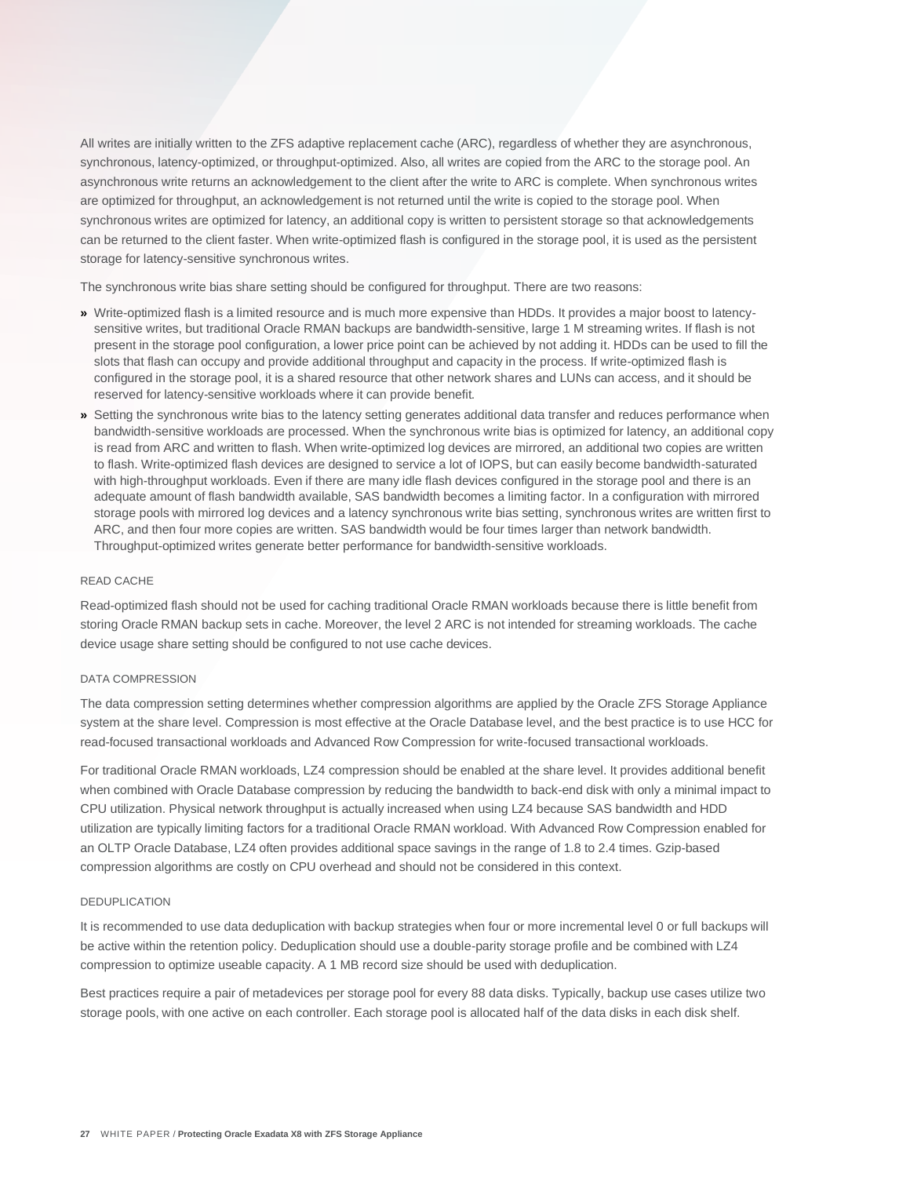All writes are initially written to the ZFS adaptive replacement cache (ARC), regardless of whether they are asynchronous, synchronous, latency-optimized, or throughput-optimized. Also, all writes are copied from the ARC to the storage pool. An asynchronous write returns an acknowledgement to the client after the write to ARC is complete. When synchronous writes are optimized for throughput, an acknowledgement is not returned until the write is copied to the storage pool. When synchronous writes are optimized for latency, an additional copy is written to persistent storage so that acknowledgements can be returned to the client faster. When write-optimized flash is configured in the storage pool, it is used as the persistent storage for latency-sensitive synchronous writes.

The synchronous write bias share setting should be configured for throughput. There are two reasons:

- Write-optimized flash is a limited resource and is much more expensive than HDDs. It provides a major boost to latency-sensitive writes, but traditional Oracle RMAN backups are bandwidth-sensitive, large 1 M streaming writes. If flash is not present in the storage pool configuration, a lower price point can be achieved by not adding it. HDDs can be used to fill the slots that flash can occupy and provide additional throughput and capacity in the process. If write-optimized flash is configured in the storage pool, it is a shared resource that other network shares and LUNs can access, and it should be reserved for latency-sensitive workloads where it can provide benefit.
- Setting the synchronous write bias to the latency setting generates additional data transfer and reduces performance when bandwidth-sensitive workloads are processed. When the synchronous write bias is optimized for latency, an additional copy is read from ARC and written to flash. When write-optimized log devices are mirrored, an additional two copies are written to flash. Write-optimized flash devices are designed to service a lot of IOPS, but can easily become bandwidth-saturated with high-throughput workloads. Even if there are many idle flash devices configured in the storage pool and there is an adequate amount of flash bandwidth available, SAS bandwidth becomes a limiting factor. In a configuration with mirrored storage pools with mirrored log devices and a latency synchronous write bias setting, synchronous writes are written first to ARC, and then four more copies are written. SAS bandwidth would be four times larger than network bandwidth. Throughput-optimized writes generate better performance for bandwidth-sensitive workloads.

#### READ CACHE

Read-optimized flash should not be used for caching traditional Oracle RMAN workloads because there is little benefit from storing Oracle RMAN backup sets in cache. Moreover, the level 2 ARC is not intended for streaming workloads. The cache device usage share setting should be configured to not use cache devices.

#### DATA COMPRESSION

The data compression setting determines whether compression algorithms are applied by the Oracle ZFS Storage Appliance system at the share level. Compression is most effective at the Oracle Database level, and the best practice is to use HCC for read-focused transactional workloads and Advanced Row Compression for write-focused transactional workloads.

For traditional Oracle RMAN workloads, LZ4 compression should be enabled at the share level. It provides additional benefit when combined with Oracle Database compression by reducing the bandwidth to back-end disk with only a minimal impact to CPU utilization. Physical network throughput is actually increased when using LZ4 because SAS bandwidth and HDD utilization are typically limiting factors for a traditional Oracle RMAN workload. With Advanced Row Compression enabled for an OLTP Oracle Database, LZ4 often provides additional space savings in the range of 1.8 to 2.4 times. Gzip-based compression algorithms are costly on CPU overhead and should not be considered in this context.

#### DEDUPLICATION

It is recommended to use data deduplication with backup strategies when four or more incremental level 0 or full backups will be active within the retention policy. Deduplication should use a double-parity storage profile and be combined with LZ4 compression to optimize useable capacity. A 1 MB record size should be used with deduplication.

Best practices require a pair of metadevices per storage pool for every 88 data disks. Typically, backup use cases utilize two storage pools, with one active on each controller. Each storage pool is allocated half of the data disks in each disk shelf.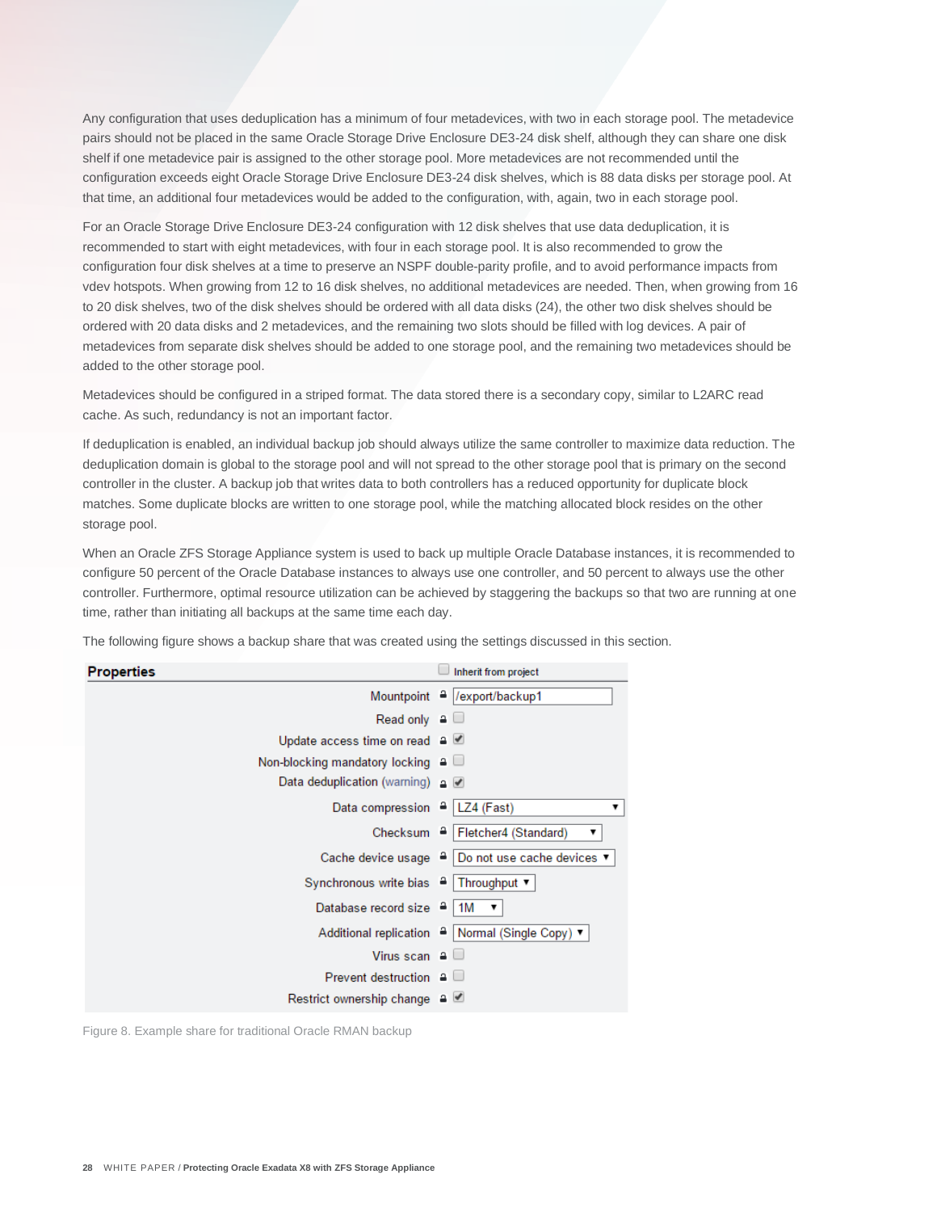Any configuration that uses deduplication has a minimum of four metadevices, with two in each storage pool. The metadevice pairs should not be placed in the same Oracle Storage Drive Enclosure DE3-24 disk shelf, although they can share one disk shelf if one metadevice pair is assigned to the other storage pool. More metadevices are not recommended until the configuration exceeds eight Oracle Storage Drive Enclosure DE3-24 disk shelves, which is 88 data disks per storage pool. At that time, an additional four metadevices would be added to the configuration, with, again, two in each storage pool.

For an Oracle Storage Drive Enclosure DE3-24 configuration with 12 disk shelves that use data deduplication, it is recommended to start with eight metadevices, with four in each storage pool. It is also recommended to grow the configuration four disk shelves at a time to preserve an NSPF double-parity profile, and to avoid performance impacts from vdev hotspots. When growing from 12 to 16 disk shelves, no additional metadevices are needed. Then, when growing from 16 to 20 disk shelves, two of the disk shelves should be ordered with all data disks (24), the other two disk shelves should be ordered with 20 data disks and 2 metadevices, and the remaining two slots should be filled with log devices. A pair of metadevices from separate disk shelves should be added to one storage pool, and the remaining two metadevices should be added to the other storage pool.

Metadevices should be configured in a striped format. The data stored there is a secondary copy, similar to L2ARC read cache. As such, redundancy is not an important factor.

If deduplication is enabled, an individual backup job should always utilize the same controller to maximize data reduction. The deduplication domain is global to the storage pool and will not spread to the other storage pool that is primary on the second controller in the cluster. A backup job that writes data to both controllers has a reduced opportunity for duplicate block matches. Some duplicate blocks are written to one storage pool, while the matching allocated block resides on the other storage pool.

When an Oracle ZFS Storage Appliance system is used to back up multiple Oracle Database instances, it is recommended to configure 50 percent of the Oracle Database instances to always use one controller, and 50 percent to always use the other controller. Furthermore, optimal resource utilization can be achieved by staggering the backups so that two are running at one time, rather than initiating all backups at the same time each day.

The following figure shows a backup share that was created using the settings discussed in this section.

| Properties | ☐ Inherit from project |
|---|---|
| Mountpoint | /export/backup1 |
| Read only | ☐ |
| Update access time on read | ☑ |
| Non-blocking mandatory locking | ☐ |
| Data deduplication (warning) | ☑ |
| Data compression | LZ4 (Fast) |
| Checksum | Fletcher4 (Standard) |
| Cache device usage | Do not use cache devices |
| Synchronous write bias | Throughput |
| Database record size | 1M |
| Additional replication | Normal (Single Copy) |
| Virus scan | ☐ |
| Prevent destruction | ☐ |
| Restrict ownership change | ☑ |

Figure 8. Example share for traditional Oracle RMAN backup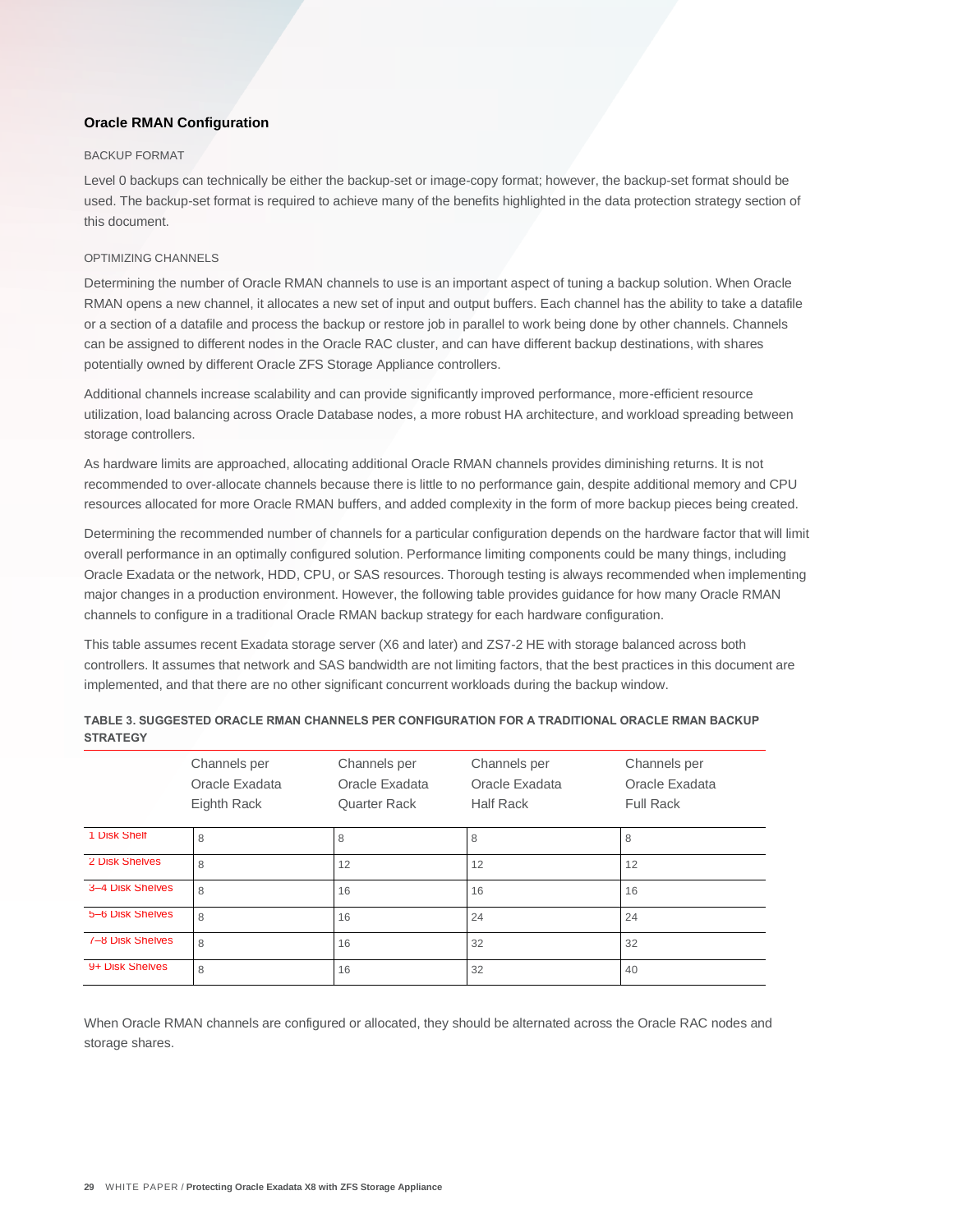### Oracle RMAN Configuration

#### BACKUP FORMAT

Level 0 backups can technically be either the backup-set or image-copy format; however, the backup-set format should be used. The backup-set format is required to achieve many of the benefits highlighted in the data protection strategy section of this document.

#### OPTIMIZING CHANNELS

Determining the number of Oracle RMAN channels to use is an important aspect of tuning a backup solution. When Oracle RMAN opens a new channel, it allocates a new set of input and output buffers. Each channel has the ability to take a datafile or a section of a datafile and process the backup or restore job in parallel to work being done by other channels. Channels can be assigned to different nodes in the Oracle RAC cluster, and can have different backup destinations, with shares potentially owned by different Oracle ZFS Storage Appliance controllers.

Additional channels increase scalability and can provide significantly improved performance, more-efficient resource utilization, load balancing across Oracle Database nodes, a more robust HA architecture, and workload spreading between storage controllers.

As hardware limits are approached, allocating additional Oracle RMAN channels provides diminishing returns. It is not recommended to over-allocate channels because there is little to no performance gain, despite additional memory and CPU resources allocated for more Oracle RMAN buffers, and added complexity in the form of more backup pieces being created.

Determining the recommended number of channels for a particular configuration depends on the hardware factor that will limit overall performance in an optimally configured solution. Performance limiting components could be many things, including Oracle Exadata or the network, HDD, CPU, or SAS resources. Thorough testing is always recommended when implementing major changes in a production environment. However, the following table provides guidance for how many Oracle RMAN channels to configure in a traditional Oracle RMAN backup strategy for each hardware configuration.

This table assumes recent Exadata storage server (X6 and later) and ZS7-2 HE with storage balanced across both controllers. It assumes that network and SAS bandwidth are not limiting factors, that the best practices in this document are implemented, and that there are no other significant concurrent workloads during the backup window.

**TABLE 3. SUGGESTED ORACLE RMAN CHANNELS PER CONFIGURATION FOR A TRADITIONAL ORACLE RMAN BACKUP STRATEGY**

| | Channels per Oracle Exadata Eighth Rack | Channels per Oracle Exadata Quarter Rack | Channels per Oracle Exadata Half Rack | Channels per Oracle Exadata Full Rack |
|---|---|---|---|---|
| 1 Disk Shelf | 8 | 8 | 8 | 8 |
| 2 Disk Shelves | 8 | 12 | 12 | 12 |
| 3–4 Disk Shelves | 8 | 16 | 16 | 16 |
| 5–6 Disk Shelves | 8 | 16 | 24 | 24 |
| 7–8 Disk Shelves | 8 | 16 | 32 | 32 |
| 9+ Disk Shelves | 8 | 16 | 32 | 40 |

When Oracle RMAN channels are configured or allocated, they should be alternated across the Oracle RAC nodes and storage shares.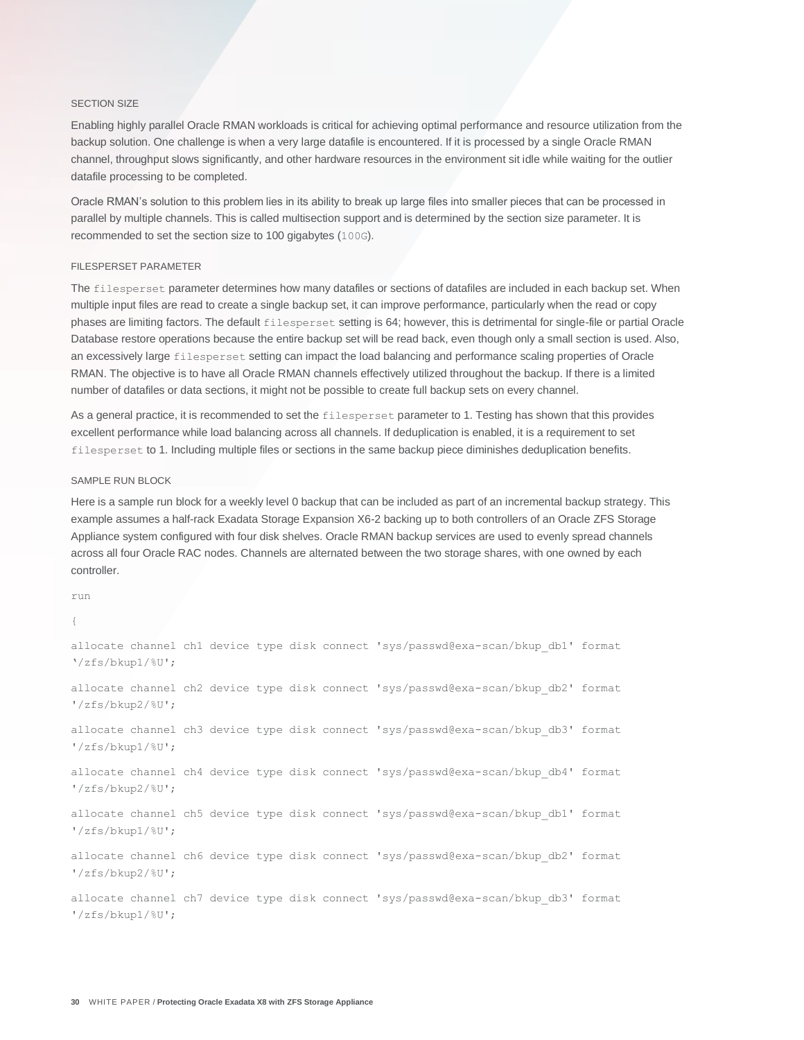### SECTION SIZE

Enabling highly parallel Oracle RMAN workloads is critical for achieving optimal performance and resource utilization from the backup solution. One challenge is when a very large datafile is encountered. If it is processed by a single Oracle RMAN channel, throughput slows significantly, and other hardware resources in the environment sit idle while waiting for the outlier datafile processing to be completed.

Oracle RMAN's solution to this problem lies in its ability to break up large files into smaller pieces that can be processed in parallel by multiple channels. This is called multisection support and is determined by the section size parameter. It is recommended to set the section size to 100 gigabytes (`100G`).

### FILESPERSET PARAMETER

The `filesperset` parameter determines how many datafiles or sections of datafiles are included in each backup set. When multiple input files are read to create a single backup set, it can improve performance, particularly when the read or copy phases are limiting factors. The default `filesperset` setting is 64; however, this is detrimental for single-file or partial Oracle Database restore operations because the entire backup set will be read back, even though only a small section is used. Also, an excessively large `filesperset` setting can impact the load balancing and performance scaling properties of Oracle RMAN. The objective is to have all Oracle RMAN channels effectively utilized throughout the backup. If there is a limited number of datafiles or data sections, it might not be possible to create full backup sets on every channel.

As a general practice, it is recommended to set the `filesperset` parameter to 1. Testing has shown that this provides excellent performance while load balancing across all channels. If deduplication is enabled, it is a requirement to set `filesperset` to 1. Including multiple files or sections in the same backup piece diminishes deduplication benefits.

### SAMPLE RUN BLOCK

Here is a sample run block for a weekly level 0 backup that can be included as part of an incremental backup strategy. This example assumes a half-rack Exadata Storage Expansion X6-2 backing up to both controllers of an Oracle ZFS Storage Appliance system configured with four disk shelves. Oracle RMAN backup services are used to evenly spread channels across all four Oracle RAC nodes. Channels are alternated between the two storage shares, with one owned by each controller.

```
run

{

allocate channel ch1 device type disk connect 'sys/passwd@exa-scan/bkup_db1' format
'/zfs/bkup1/%U';

allocate channel ch2 device type disk connect 'sys/passwd@exa-scan/bkup_db2' format
'/zfs/bkup2/%U';

allocate channel ch3 device type disk connect 'sys/passwd@exa-scan/bkup_db3' format
'/zfs/bkup1/%U';

allocate channel ch4 device type disk connect 'sys/passwd@exa-scan/bkup_db4' format
'/zfs/bkup2/%U';

allocate channel ch5 device type disk connect 'sys/passwd@exa-scan/bkup_db1' format
'/zfs/bkup1/%U';

allocate channel ch6 device type disk connect 'sys/passwd@exa-scan/bkup_db2' format
'/zfs/bkup2/%U';

allocate channel ch7 device type disk connect 'sys/passwd@exa-scan/bkup_db3' format
'/zfs/bkup1/%U';
```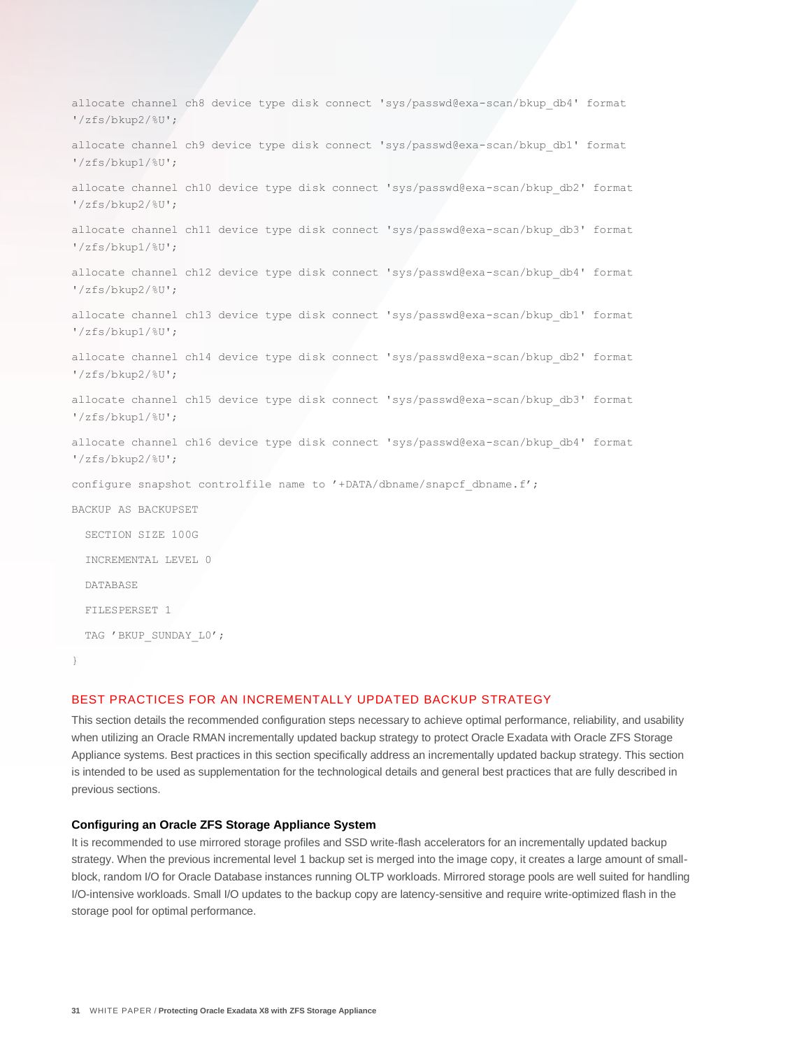```
allocate channel ch8 device type disk connect 'sys/passwd@exa-scan/bkup_db4' format
'/zfs/bkup2/%U';

allocate channel ch9 device type disk connect 'sys/passwd@exa-scan/bkup_db1' format
'/zfs/bkup1/%U';

allocate channel ch10 device type disk connect 'sys/passwd@exa-scan/bkup_db2' format
'/zfs/bkup2/%U';

allocate channel ch11 device type disk connect 'sys/passwd@exa-scan/bkup_db3' format
'/zfs/bkup1/%U';

allocate channel ch12 device type disk connect 'sys/passwd@exa-scan/bkup_db4' format
'/zfs/bkup2/%U';

allocate channel ch13 device type disk connect 'sys/passwd@exa-scan/bkup_db1' format
'/zfs/bkup1/%U';

allocate channel ch14 device type disk connect 'sys/passwd@exa-scan/bkup_db2' format
'/zfs/bkup2/%U';

allocate channel ch15 device type disk connect 'sys/passwd@exa-scan/bkup_db3' format
'/zfs/bkup1/%U';

allocate channel ch16 device type disk connect 'sys/passwd@exa-scan/bkup_db4' format
'/zfs/bkup2/%U';

configure snapshot controlfile name to '+DATA/dbname/snapcf_dbname.f';

BACKUP AS BACKUPSET

  SECTION SIZE 100G

  INCREMENTAL LEVEL 0

  DATABASE

  FILESPERSET 1

  TAG 'BKUP_SUNDAY_L0';

}
```

## BEST PRACTICES FOR AN INCREMENTALLY UPDATED BACKUP STRATEGY

This section details the recommended configuration steps necessary to achieve optimal performance, reliability, and usability when utilizing an Oracle RMAN incrementally updated backup strategy to protect Oracle Exadata with Oracle ZFS Storage Appliance systems. Best practices in this section specifically address an incrementally updated backup strategy. This section is intended to be used as supplementation for the technological details and general best practices that are fully described in previous sections.

### Configuring an Oracle ZFS Storage Appliance System

It is recommended to use mirrored storage profiles and SSD write-flash accelerators for an incrementally updated backup strategy. When the previous incremental level 1 backup set is merged into the image copy, it creates a large amount of small-block, random I/O for Oracle Database instances running OLTP workloads. Mirrored storage pools are well suited for handling I/O-intensive workloads. Small I/O updates to the backup copy are latency-sensitive and require write-optimized flash in the storage pool for optimal performance.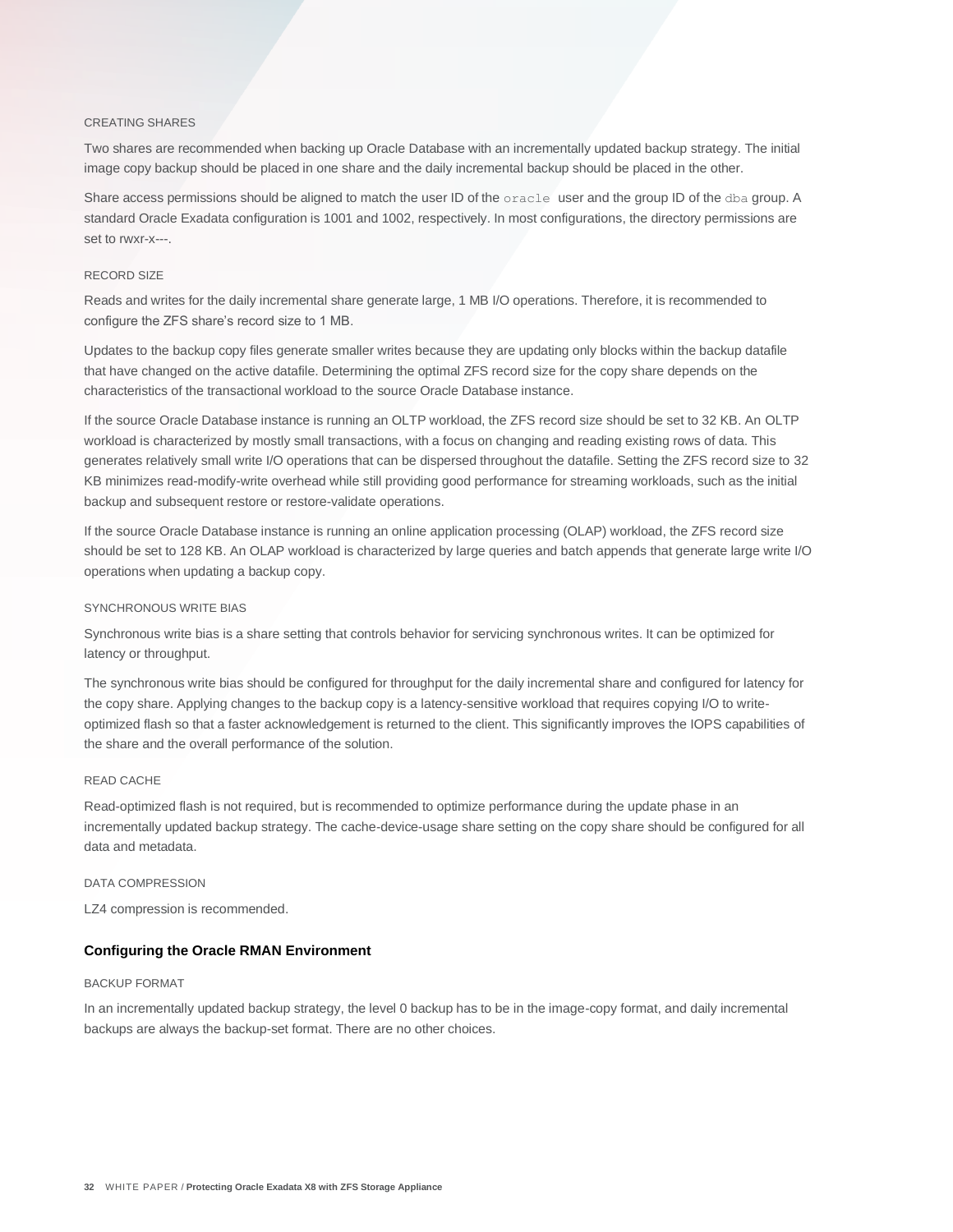#### CREATING SHARES

Two shares are recommended when backing up Oracle Database with an incrementally updated backup strategy. The initial image copy backup should be placed in one share and the daily incremental backup should be placed in the other.

Share access permissions should be aligned to match the user ID of the `oracle` user and the group ID of the `dba` group. A standard Oracle Exadata configuration is 1001 and 1002, respectively. In most configurations, the directory permissions are set to rwxr-x---.

#### RECORD SIZE

Reads and writes for the daily incremental share generate large, 1 MB I/O operations. Therefore, it is recommended to configure the ZFS share's record size to 1 MB.

Updates to the backup copy files generate smaller writes because they are updating only blocks within the backup datafile that have changed on the active datafile. Determining the optimal ZFS record size for the copy share depends on the characteristics of the transactional workload to the source Oracle Database instance.

If the source Oracle Database instance is running an OLTP workload, the ZFS record size should be set to 32 KB. An OLTP workload is characterized by mostly small transactions, with a focus on changing and reading existing rows of data. This generates relatively small write I/O operations that can be dispersed throughout the datafile. Setting the ZFS record size to 32 KB minimizes read-modify-write overhead while still providing good performance for streaming workloads, such as the initial backup and subsequent restore or restore-validate operations.

If the source Oracle Database instance is running an online application processing (OLAP) workload, the ZFS record size should be set to 128 KB. An OLAP workload is characterized by large queries and batch appends that generate large write I/O operations when updating a backup copy.

#### SYNCHRONOUS WRITE BIAS

Synchronous write bias is a share setting that controls behavior for servicing synchronous writes. It can be optimized for latency or throughput.

The synchronous write bias should be configured for throughput for the daily incremental share and configured for latency for the copy share. Applying changes to the backup copy is a latency-sensitive workload that requires copying I/O to write-optimized flash so that a faster acknowledgement is returned to the client. This significantly improves the IOPS capabilities of the share and the overall performance of the solution.

#### READ CACHE

Read-optimized flash is not required, but is recommended to optimize performance during the update phase in an incrementally updated backup strategy. The cache-device-usage share setting on the copy share should be configured for all data and metadata.

#### DATA COMPRESSION

LZ4 compression is recommended.

### Configuring the Oracle RMAN Environment

#### BACKUP FORMAT

In an incrementally updated backup strategy, the level 0 backup has to be in the image-copy format, and daily incremental backups are always the backup-set format. There are no other choices.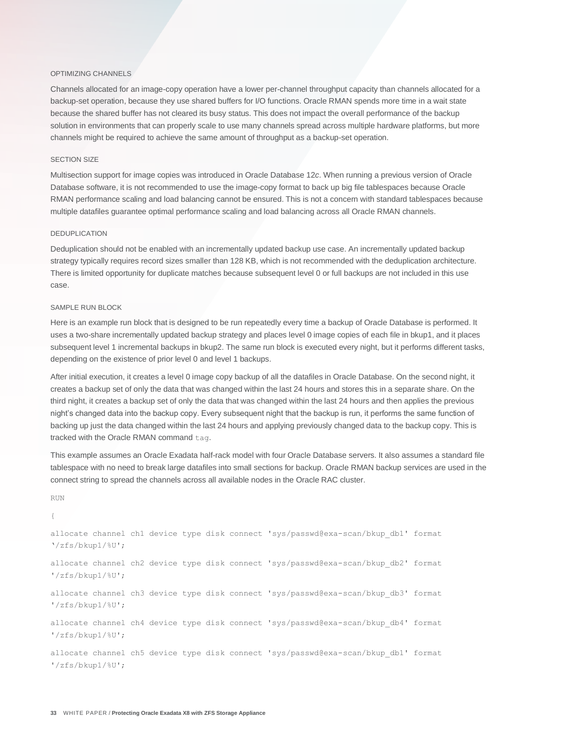#### OPTIMIZING CHANNELS

Channels allocated for an image-copy operation have a lower per-channel throughput capacity than channels allocated for a backup-set operation, because they use shared buffers for I/O functions. Oracle RMAN spends more time in a wait state because the shared buffer has not cleared its busy status. This does not impact the overall performance of the backup solution in environments that can properly scale to use many channels spread across multiple hardware platforms, but more channels might be required to achieve the same amount of throughput as a backup-set operation.

#### SECTION SIZE

Multisection support for image copies was introduced in Oracle Database 12*c*. When running a previous version of Oracle Database software, it is not recommended to use the image-copy format to back up big file tablespaces because Oracle RMAN performance scaling and load balancing cannot be ensured. This is not a concern with standard tablespaces because multiple datafiles guarantee optimal performance scaling and load balancing across all Oracle RMAN channels.

#### DEDUPLICATION

Deduplication should not be enabled with an incrementally updated backup use case. An incrementally updated backup strategy typically requires record sizes smaller than 128 KB, which is not recommended with the deduplication architecture. There is limited opportunity for duplicate matches because subsequent level 0 or full backups are not included in this use case.

#### SAMPLE RUN BLOCK

Here is an example run block that is designed to be run repeatedly every time a backup of Oracle Database is performed. It uses a two-share incrementally updated backup strategy and places level 0 image copies of each file in bkup1, and it places subsequent level 1 incremental backups in bkup2. The same run block is executed every night, but it performs different tasks, depending on the existence of prior level 0 and level 1 backups.

After initial execution, it creates a level 0 image copy backup of all the datafiles in Oracle Database. On the second night, it creates a backup set of only the data that was changed within the last 24 hours and stores this in a separate share. On the third night, it creates a backup set of only the data that was changed within the last 24 hours and then applies the previous night's changed data into the backup copy. Every subsequent night that the backup is run, it performs the same function of backing up just the data changed within the last 24 hours and applying previously changed data to the backup copy. This is tracked with the Oracle RMAN command `tag`.

This example assumes an Oracle Exadata half-rack model with four Oracle Database servers. It also assumes a standard file tablespace with no need to break large datafiles into small sections for backup. Oracle RMAN backup services are used in the connect string to spread the channels across all available nodes in the Oracle RAC cluster.

```
RUN

{

allocate channel ch1 device type disk connect 'sys/passwd@exa-scan/bkup_db1' format
'/zfs/bkup1/%U';

allocate channel ch2 device type disk connect 'sys/passwd@exa-scan/bkup_db2' format
'/zfs/bkup1/%U';

allocate channel ch3 device type disk connect 'sys/passwd@exa-scan/bkup_db3' format
'/zfs/bkup1/%U';

allocate channel ch4 device type disk connect 'sys/passwd@exa-scan/bkup_db4' format
'/zfs/bkup1/%U';

allocate channel ch5 device type disk connect 'sys/passwd@exa-scan/bkup_db1' format
'/zfs/bkup1/%U';
```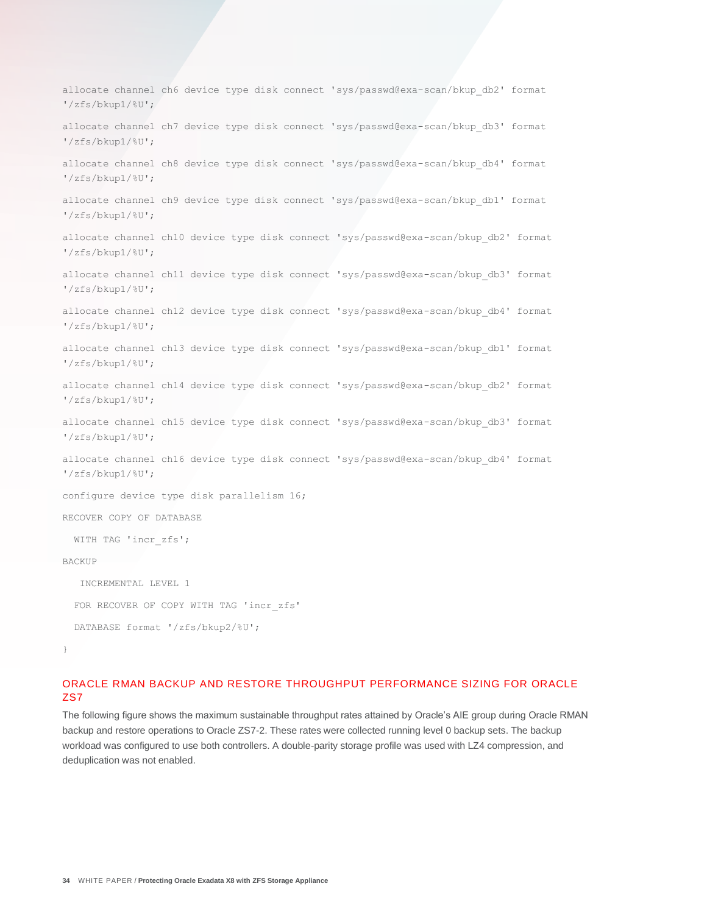```
allocate channel ch6 device type disk connect 'sys/passwd@exa-scan/bkup_db2' format
'/zfs/bkup1/%U';

allocate channel ch7 device type disk connect 'sys/passwd@exa-scan/bkup_db3' format
'/zfs/bkup1/%U';

allocate channel ch8 device type disk connect 'sys/passwd@exa-scan/bkup_db4' format
'/zfs/bkup1/%U';

allocate channel ch9 device type disk connect 'sys/passwd@exa-scan/bkup_db1' format
'/zfs/bkup1/%U';

allocate channel ch10 device type disk connect 'sys/passwd@exa-scan/bkup_db2' format
'/zfs/bkup1/%U';

allocate channel ch11 device type disk connect 'sys/passwd@exa-scan/bkup_db3' format
'/zfs/bkup1/%U';

allocate channel ch12 device type disk connect 'sys/passwd@exa-scan/bkup_db4' format
'/zfs/bkup1/%U';

allocate channel ch13 device type disk connect 'sys/passwd@exa-scan/bkup_db1' format
'/zfs/bkup1/%U';

allocate channel ch14 device type disk connect 'sys/passwd@exa-scan/bkup_db2' format
'/zfs/bkup1/%U';

allocate channel ch15 device type disk connect 'sys/passwd@exa-scan/bkup_db3' format
'/zfs/bkup1/%U';

allocate channel ch16 device type disk connect 'sys/passwd@exa-scan/bkup_db4' format
'/zfs/bkup1/%U';

configure device type disk parallelism 16;

RECOVER COPY OF DATABASE

  WITH TAG 'incr_zfs';

BACKUP

   INCREMENTAL LEVEL 1

  FOR RECOVER OF COPY WITH TAG 'incr_zfs'

  DATABASE format '/zfs/bkup2/%U';

}
```

## ORACLE RMAN BACKUP AND RESTORE THROUGHPUT PERFORMANCE SIZING FOR ORACLE ZS7

The following figure shows the maximum sustainable throughput rates attained by Oracle's AIE group during Oracle RMAN backup and restore operations to Oracle ZS7-2. These rates were collected running level 0 backup sets. The backup workload was configured to use both controllers. A double-parity storage profile was used with LZ4 compression, and deduplication was not enabled.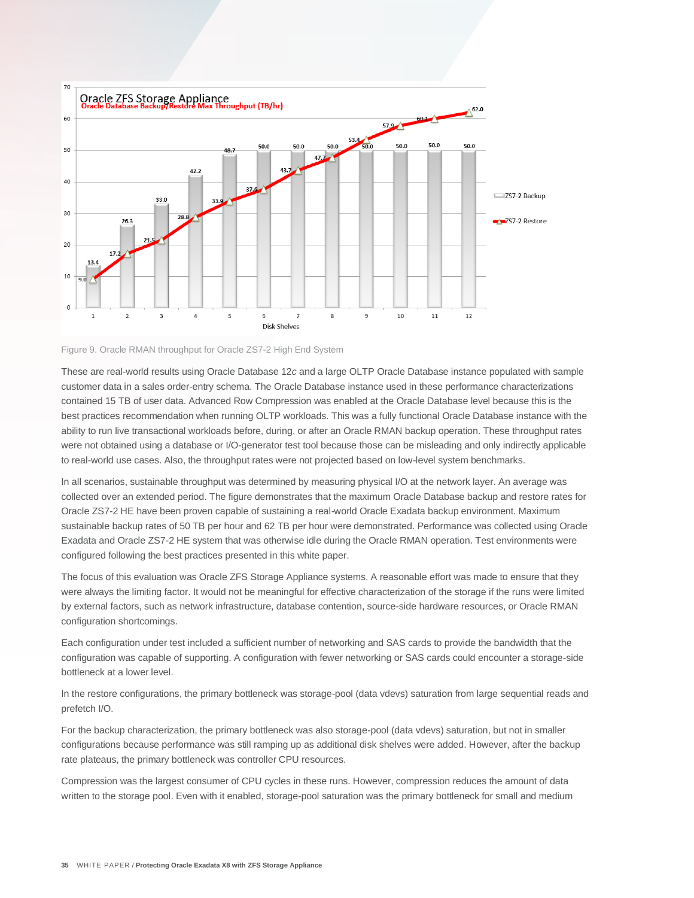Figure 9. Oracle RMAN throughput for Oracle ZS7-2 High End System

These are real-world results using Oracle Database 12*c* and a large OLTP Oracle Database instance populated with sample customer data in a sales order-entry schema. The Oracle Database instance used in these performance characterizations contained 15 TB of user data. Advanced Row Compression was enabled at the Oracle Database level because this is the best practices recommendation when running OLTP workloads. This was a fully functional Oracle Database instance with the ability to run live transactional workloads before, during, or after an Oracle RMAN backup operation. These throughput rates were not obtained using a database or I/O-generator test tool because those can be misleading and only indirectly applicable to real-world use cases. Also, the throughput rates were not projected based on low-level system benchmarks.

In all scenarios, sustainable throughput was determined by measuring physical I/O at the network layer. An average was collected over an extended period. The figure demonstrates that the maximum Oracle Database backup and restore rates for Oracle ZS7-2 HE have been proven capable of sustaining a real-world Oracle Exadata backup environment. Maximum sustainable backup rates of 50 TB per hour and 62 TB per hour were demonstrated. Performance was collected using Oracle Exadata and Oracle ZS7-2 HE system that was otherwise idle during the Oracle RMAN operation. Test environments were configured following the best practices presented in this white paper.

The focus of this evaluation was Oracle ZFS Storage Appliance systems. A reasonable effort was made to ensure that they were always the limiting factor. It would not be meaningful for effective characterization of the storage if the runs were limited by external factors, such as network infrastructure, database contention, source-side hardware resources, or Oracle RMAN configuration shortcomings.

Each configuration under test included a sufficient number of networking and SAS cards to provide the bandwidth that the configuration was capable of supporting. A configuration with fewer networking or SAS cards could encounter a storage-side bottleneck at a lower level.

In the restore configurations, the primary bottleneck was storage-pool (data vdevs) saturation from large sequential reads and prefetch I/O.

For the backup characterization, the primary bottleneck was also storage-pool (data vdevs) saturation, but not in smaller configurations because performance was still ramping up as additional disk shelves were added. However, after the backup rate plateaus, the primary bottleneck was controller CPU resources.

Compression was the largest consumer of CPU cycles in these runs. However, compression reduces the amount of data written to the storage pool. Even with it enabled, storage-pool saturation was the primary bottleneck for small and medium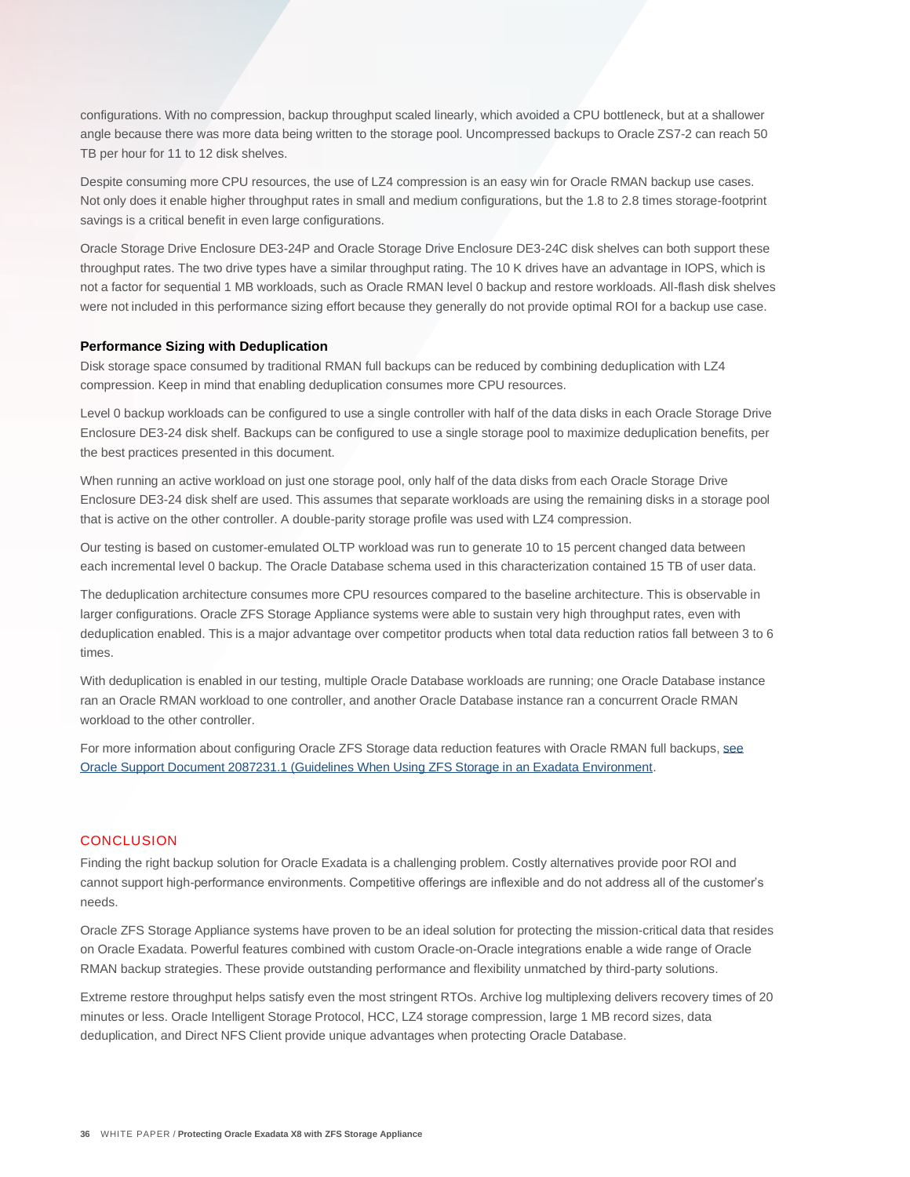configurations. With no compression, backup throughput scaled linearly, which avoided a CPU bottleneck, but at a shallower angle because there was more data being written to the storage pool. Uncompressed backups to Oracle ZS7-2 can reach 50 TB per hour for 11 to 12 disk shelves.

Despite consuming more CPU resources, the use of LZ4 compression is an easy win for Oracle RMAN backup use cases. Not only does it enable higher throughput rates in small and medium configurations, but the 1.8 to 2.8 times storage-footprint savings is a critical benefit in even large configurations.

Oracle Storage Drive Enclosure DE3-24P and Oracle Storage Drive Enclosure DE3-24C disk shelves can both support these throughput rates. The two drive types have a similar throughput rating. The 10 K drives have an advantage in IOPS, which is not a factor for sequential 1 MB workloads, such as Oracle RMAN level 0 backup and restore workloads. All-flash disk shelves were not included in this performance sizing effort because they generally do not provide optimal ROI for a backup use case.

### Performance Sizing with Deduplication

Disk storage space consumed by traditional RMAN full backups can be reduced by combining deduplication with LZ4 compression. Keep in mind that enabling deduplication consumes more CPU resources.

Level 0 backup workloads can be configured to use a single controller with half of the data disks in each Oracle Storage Drive Enclosure DE3-24 disk shelf. Backups can be configured to use a single storage pool to maximize deduplication benefits, per the best practices presented in this document.

When running an active workload on just one storage pool, only half of the data disks from each Oracle Storage Drive Enclosure DE3-24 disk shelf are used. This assumes that separate workloads are using the remaining disks in a storage pool that is active on the other controller. A double-parity storage profile was used with LZ4 compression.

Our testing is based on customer-emulated OLTP workload was run to generate 10 to 15 percent changed data between each incremental level 0 backup. The Oracle Database schema used in this characterization contained 15 TB of user data.

The deduplication architecture consumes more CPU resources compared to the baseline architecture. This is observable in larger configurations. Oracle ZFS Storage Appliance systems were able to sustain very high throughput rates, even with deduplication enabled. This is a major advantage over competitor products when total data reduction ratios fall between 3 to 6 times.

With deduplication is enabled in our testing, multiple Oracle Database workloads are running; one Oracle Database instance ran an Oracle RMAN workload to one controller, and another Oracle Database instance ran a concurrent Oracle RMAN workload to the other controller.

For more information about configuring Oracle ZFS Storage data reduction features with Oracle RMAN full backups, see Oracle Support Document 2087231.1 (Guidelines When Using ZFS Storage in an Exadata Environment).

## CONCLUSION

Finding the right backup solution for Oracle Exadata is a challenging problem. Costly alternatives provide poor ROI and cannot support high-performance environments. Competitive offerings are inflexible and do not address all of the customer's needs.

Oracle ZFS Storage Appliance systems have proven to be an ideal solution for protecting the mission-critical data that resides on Oracle Exadata. Powerful features combined with custom Oracle-on-Oracle integrations enable a wide range of Oracle RMAN backup strategies. These provide outstanding performance and flexibility unmatched by third-party solutions.

Extreme restore throughput helps satisfy even the most stringent RTOs. Archive log multiplexing delivers recovery times of 20 minutes or less. Oracle Intelligent Storage Protocol, HCC, LZ4 storage compression, large 1 MB record sizes, data deduplication, and Direct NFS Client provide unique advantages when protecting Oracle Database.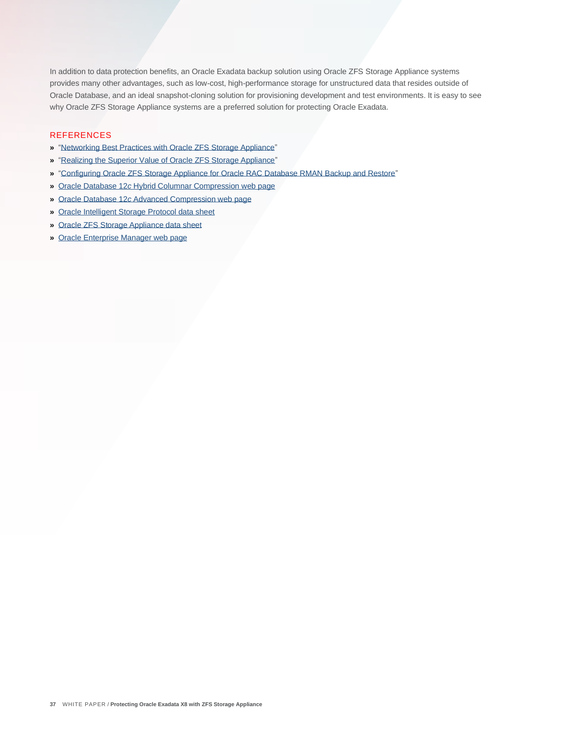In addition to data protection benefits, an Oracle Exadata backup solution using Oracle ZFS Storage Appliance systems provides many other advantages, such as low-cost, high-performance storage for unstructured data that resides outside of Oracle Database, and an ideal snapshot-cloning solution for provisioning development and test environments. It is easy to see why Oracle ZFS Storage Appliance systems are a preferred solution for protecting Oracle Exadata.

## REFERENCES

- "Networking Best Practices with Oracle ZFS Storage Appliance"
- "Realizing the Superior Value of Oracle ZFS Storage Appliance"
- "Configuring Oracle ZFS Storage Appliance for Oracle RAC Database RMAN Backup and Restore"
- Oracle Database 12*c* Hybrid Columnar Compression web page
- Oracle Database 12*c* Advanced Compression web page
- Oracle Intelligent Storage Protocol data sheet
- Oracle ZFS Storage Appliance data sheet
- Oracle Enterprise Manager web page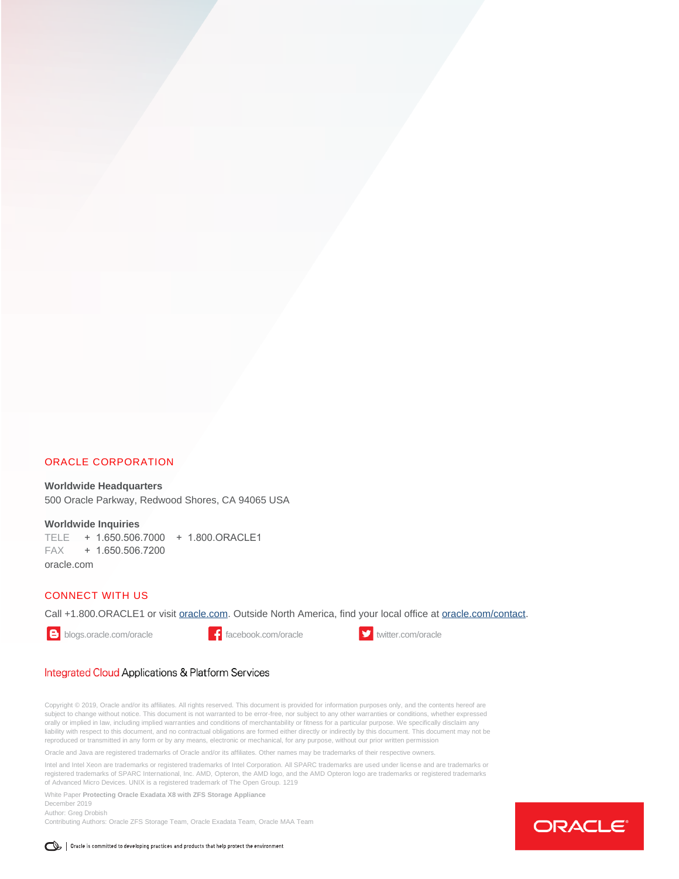## ORACLE CORPORATION

**Worldwide Headquarters**
500 Oracle Parkway, Redwood Shores, CA 94065 USA

**Worldwide Inquiries**
TELE + 1.650.506.7000 + 1.800.ORACLE1
FAX + 1.650.506.7200
oracle.com

## CONNECT WITH US

Call +1.800.ORACLE1 or visit oracle.com. Outside North America, find your local office at oracle.com/contact.

blogs.oracle.com/oracle facebook.com/oracle twitter.com/oracle

Integrated Cloud Applications & Platform Services

Copyright © 2019, Oracle and/or its affiliates. All rights reserved. This document is provided for information purposes only, and the contents hereof are subject to change without notice. This document is not warranted to be error-free, nor subject to any other warranties or conditions, whether expressed orally or implied in law, including implied warranties and conditions of merchantability or fitness for a particular purpose. We specifically disclaim any liability with respect to this document, and no contractual obligations are formed either directly or indirectly by this document. This document may not be reproduced or transmitted in any form or by any means, electronic or mechanical, for any purpose, without our prior written permission

Oracle and Java are registered trademarks of Oracle and/or its affiliates. Other names may be trademarks of their respective owners.

Intel and Intel Xeon are trademarks or registered trademarks of Intel Corporation. All SPARC trademarks are used under license and are trademarks or registered trademarks of SPARC International, Inc. AMD, Opteron, the AMD logo, and the AMD Opteron logo are trademarks or registered trademarks of Advanced Micro Devices. UNIX is a registered trademark of The Open Group. 1219

White Paper **Protecting Oracle Exadata X8 with ZFS Storage Appliance**
December 2019
Author: Greg Drobish
Contributing Authors: Oracle ZFS Storage Team, Oracle Exadata Team, Oracle MAA Team

Oracle is committed to developing practices and products that help protect the environment